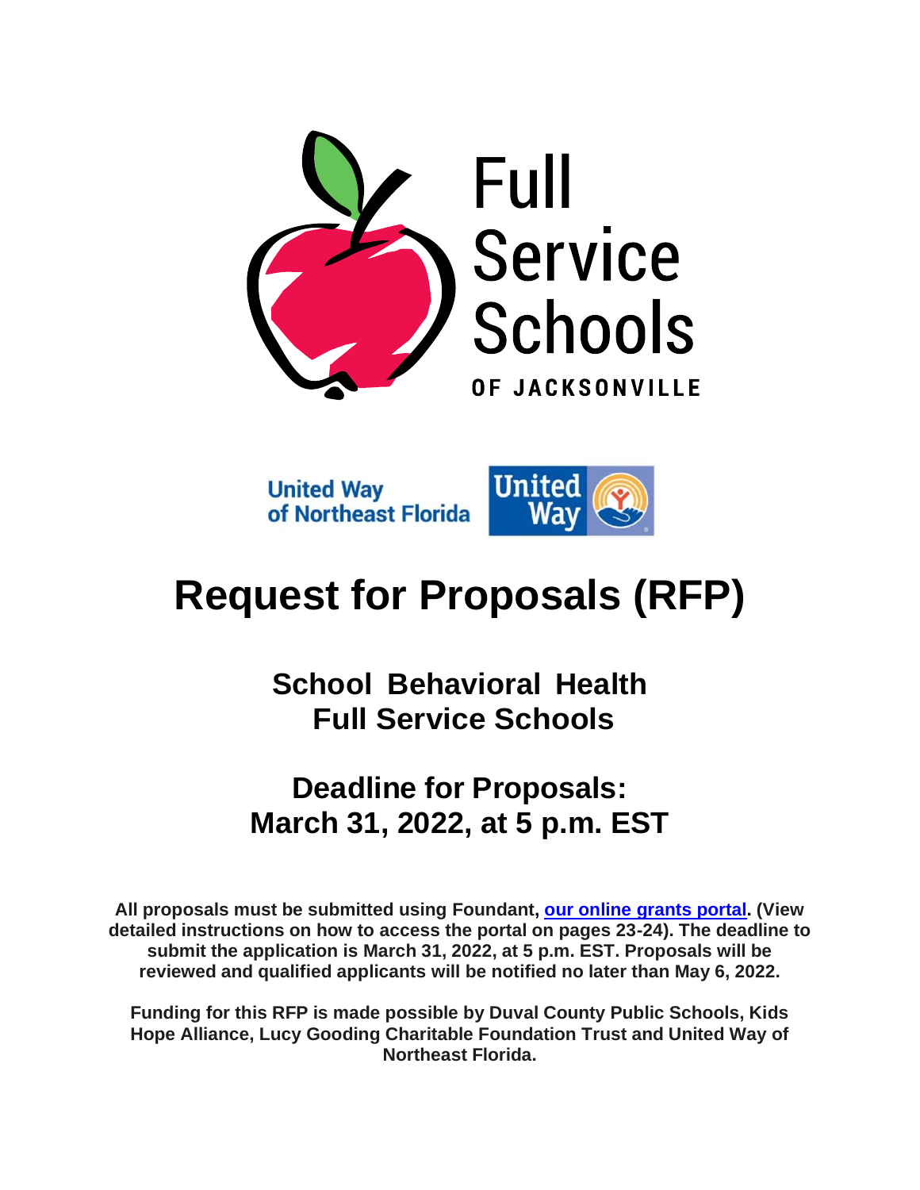Full Service Schools

OF JACKSONVILLE

United Way of Northeast Florida

# Request for Proposals (RFP)

## School Behavioral Health Full Service Schools

## Deadline for Proposals: March 31, 2022, at 5 p.m. EST

**All proposals must be submitted using Foundant, [our online grants portal](). (View detailed instructions on how to access the portal on pages 23-24). The deadline to submit the application is March 31, 2022, at 5 p.m. EST. Proposals will be reviewed and qualified applicants will be notified no later than May 6, 2022.**

**Funding for this RFP is made possible by Duval County Public Schools, Kids Hope Alliance, Lucy Gooding Charitable Foundation Trust and United Way of Northeast Florida.**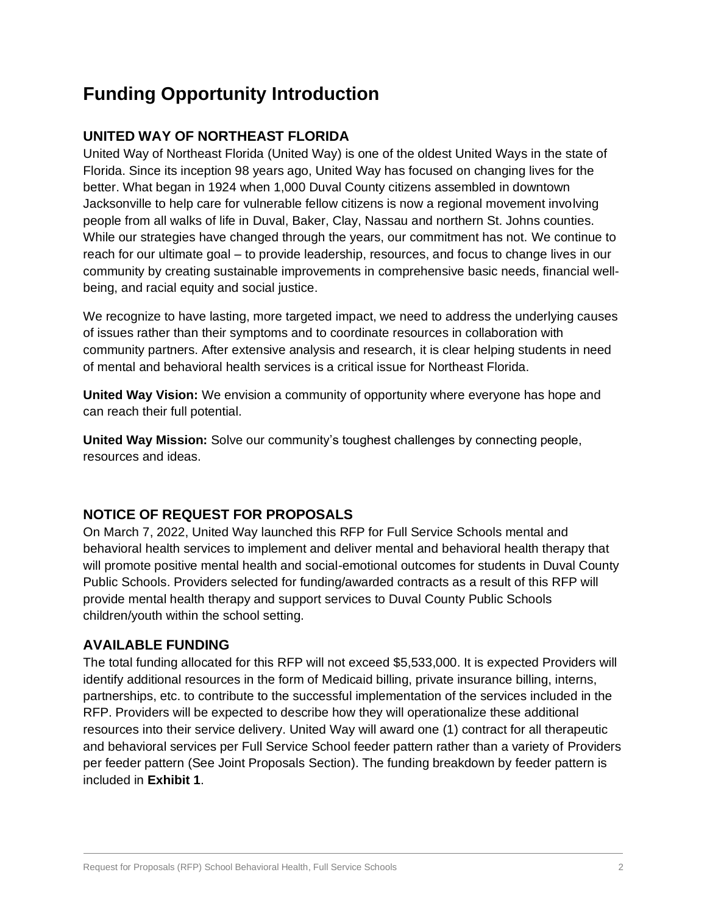# Funding Opportunity Introduction

## UNITED WAY OF NORTHEAST FLORIDA

United Way of Northeast Florida (United Way) is one of the oldest United Ways in the state of Florida. Since its inception 98 years ago, United Way has focused on changing lives for the better. What began in 1924 when 1,000 Duval County citizens assembled in downtown Jacksonville to help care for vulnerable fellow citizens is now a regional movement involving people from all walks of life in Duval, Baker, Clay, Nassau and northern St. Johns counties. While our strategies have changed through the years, our commitment has not. We continue to reach for our ultimate goal – to provide leadership, resources, and focus to change lives in our community by creating sustainable improvements in comprehensive basic needs, financial well-being, and racial equity and social justice.

We recognize to have lasting, more targeted impact, we need to address the underlying causes of issues rather than their symptoms and to coordinate resources in collaboration with community partners. After extensive analysis and research, it is clear helping students in need of mental and behavioral health services is a critical issue for Northeast Florida.

**United Way Vision:** We envision a community of opportunity where everyone has hope and can reach their full potential.

**United Way Mission:** Solve our community's toughest challenges by connecting people, resources and ideas.

## NOTICE OF REQUEST FOR PROPOSALS

On March 7, 2022, United Way launched this RFP for Full Service Schools mental and behavioral health services to implement and deliver mental and behavioral health therapy that will promote positive mental health and social-emotional outcomes for students in Duval County Public Schools. Providers selected for funding/awarded contracts as a result of this RFP will provide mental health therapy and support services to Duval County Public Schools children/youth within the school setting.

## AVAILABLE FUNDING

The total funding allocated for this RFP will not exceed $5,533,000. It is expected Providers will identify additional resources in the form of Medicaid billing, private insurance billing, interns, partnerships, etc. to contribute to the successful implementation of the services included in the RFP. Providers will be expected to describe how they will operationalize these additional resources into their service delivery. United Way will award one (1) contract for all therapeutic and behavioral services per Full Service School feeder pattern rather than a variety of Providers per feeder pattern (See Joint Proposals Section). The funding breakdown by feeder pattern is included in **Exhibit 1**.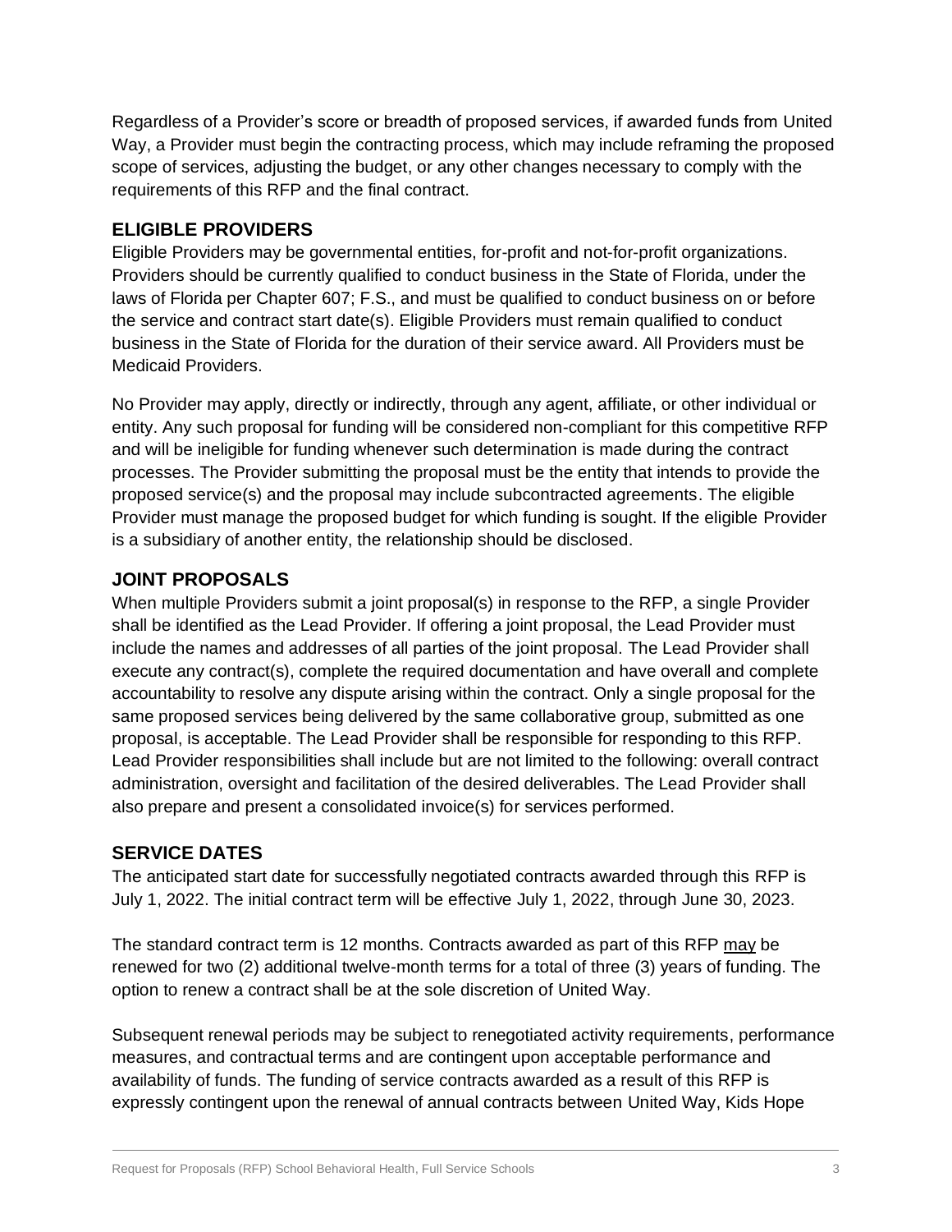Regardless of a Provider's score or breadth of proposed services, if awarded funds from United Way, a Provider must begin the contracting process, which may include reframing the proposed scope of services, adjusting the budget, or any other changes necessary to comply with the requirements of this RFP and the final contract.

## ELIGIBLE PROVIDERS

Eligible Providers may be governmental entities, for-profit and not-for-profit organizations. Providers should be currently qualified to conduct business in the State of Florida, under the laws of Florida per Chapter 607; F.S., and must be qualified to conduct business on or before the service and contract start date(s). Eligible Providers must remain qualified to conduct business in the State of Florida for the duration of their service award. All Providers must be Medicaid Providers.

No Provider may apply, directly or indirectly, through any agent, affiliate, or other individual or entity. Any such proposal for funding will be considered non-compliant for this competitive RFP and will be ineligible for funding whenever such determination is made during the contract processes. The Provider submitting the proposal must be the entity that intends to provide the proposed service(s) and the proposal may include subcontracted agreements. The eligible Provider must manage the proposed budget for which funding is sought. If the eligible Provider is a subsidiary of another entity, the relationship should be disclosed.

## JOINT PROPOSALS

When multiple Providers submit a joint proposal(s) in response to the RFP, a single Provider shall be identified as the Lead Provider. If offering a joint proposal, the Lead Provider must include the names and addresses of all parties of the joint proposal. The Lead Provider shall execute any contract(s), complete the required documentation and have overall and complete accountability to resolve any dispute arising within the contract. Only a single proposal for the same proposed services being delivered by the same collaborative group, submitted as one proposal, is acceptable. The Lead Provider shall be responsible for responding to this RFP. Lead Provider responsibilities shall include but are not limited to the following: overall contract administration, oversight and facilitation of the desired deliverables. The Lead Provider shall also prepare and present a consolidated invoice(s) for services performed.

## SERVICE DATES

The anticipated start date for successfully negotiated contracts awarded through this RFP is July 1, 2022. The initial contract term will be effective July 1, 2022, through June 30, 2023.

The standard contract term is 12 months. Contracts awarded as part of this RFP <u>may</u> be renewed for two (2) additional twelve-month terms for a total of three (3) years of funding. The option to renew a contract shall be at the sole discretion of United Way.

Subsequent renewal periods may be subject to renegotiated activity requirements, performance measures, and contractual terms and are contingent upon acceptable performance and availability of funds. The funding of service contracts awarded as a result of this RFP is expressly contingent upon the renewal of annual contracts between United Way, Kids Hope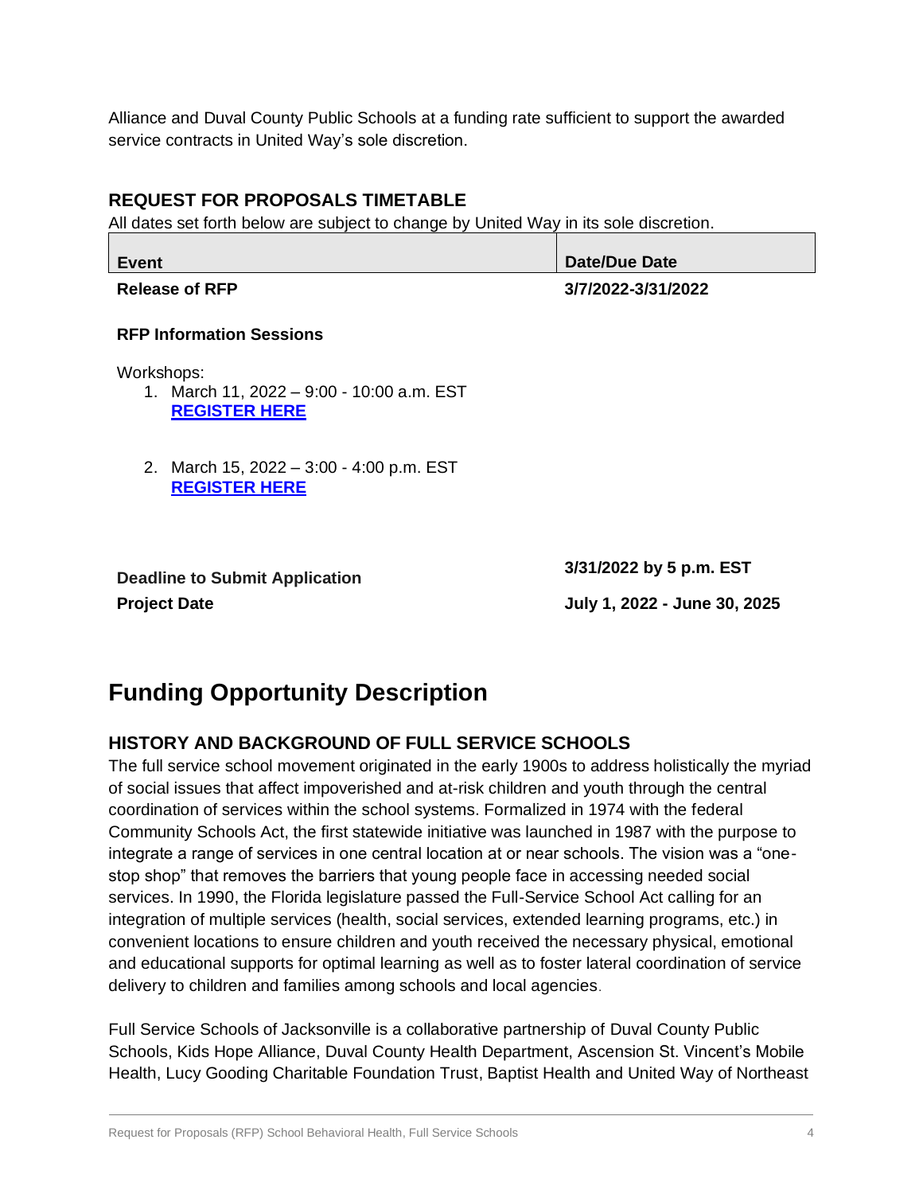Alliance and Duval County Public Schools at a funding rate sufficient to support the awarded service contracts in United Way's sole discretion.

### REQUEST FOR PROPOSALS TIMETABLE

All dates set forth below are subject to change by United Way in its sole discretion.

| Event | Date/Due Date |
| --- | --- |
| **Release of RFP** | **3/7/2022-3/31/2022** |
| **RFP Information Sessions**<br><br>Workshops:<br>1. March 11, 2022 – 9:00 - 10:00 a.m. EST **REGISTER HERE**<br>2. March 15, 2022 – 3:00 - 4:00 p.m. EST **REGISTER HERE** | |
| **Deadline to Submit Application** | **3/31/2022 by 5 p.m. EST** |
| **Project Date** | **July 1, 2022 - June 30, 2025** |

## Funding Opportunity Description

### HISTORY AND BACKGROUND OF FULL SERVICE SCHOOLS

The full service school movement originated in the early 1900s to address holistically the myriad of social issues that affect impoverished and at-risk children and youth through the central coordination of services within the school systems. Formalized in 1974 with the federal Community Schools Act, the first statewide initiative was launched in 1987 with the purpose to integrate a range of services in one central location at or near schools. The vision was a "one-stop shop" that removes the barriers that young people face in accessing needed social services. In 1990, the Florida legislature passed the Full-Service School Act calling for an integration of multiple services (health, social services, extended learning programs, etc.) in convenient locations to ensure children and youth received the necessary physical, emotional and educational supports for optimal learning as well as to foster lateral coordination of service delivery to children and families among schools and local agencies.

Full Service Schools of Jacksonville is a collaborative partnership of Duval County Public Schools, Kids Hope Alliance, Duval County Health Department, Ascension St. Vincent's Mobile Health, Lucy Gooding Charitable Foundation Trust, Baptist Health and United Way of Northeast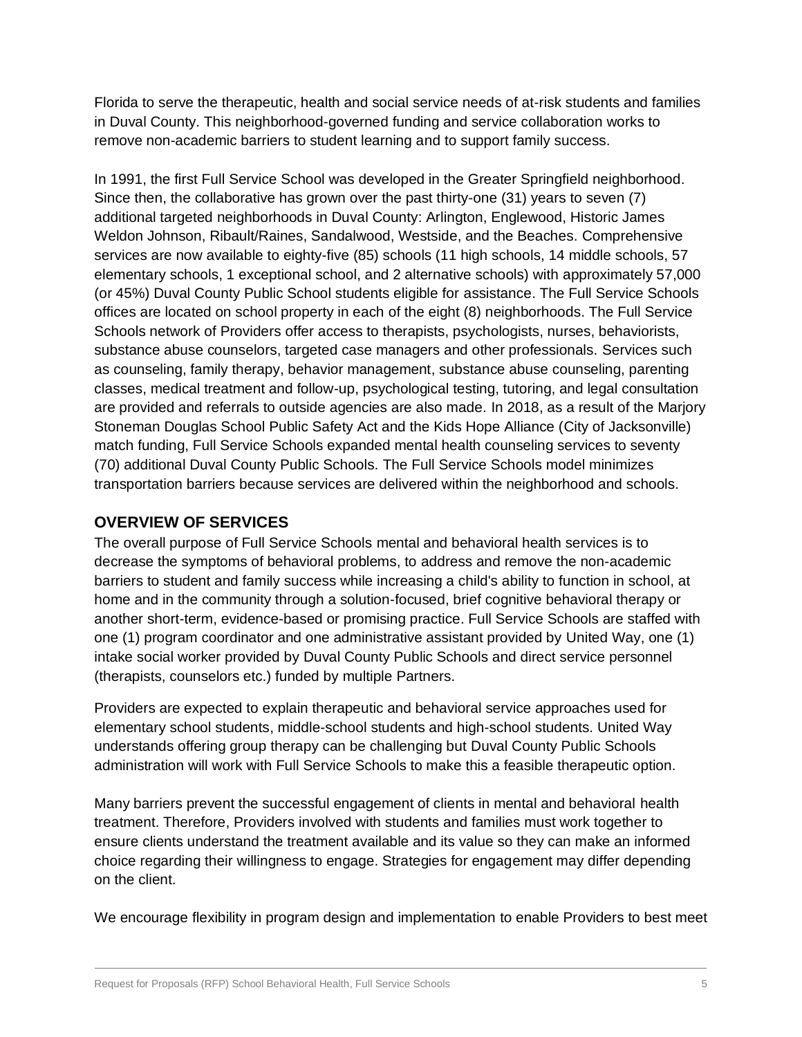Florida to serve the therapeutic, health and social service needs of at-risk students and families in Duval County. This neighborhood-governed funding and service collaboration works to remove non-academic barriers to student learning and to support family success.

In 1991, the first Full Service School was developed in the Greater Springfield neighborhood. Since then, the collaborative has grown over the past thirty-one (31) years to seven (7) additional targeted neighborhoods in Duval County: Arlington, Englewood, Historic James Weldon Johnson, Ribault/Raines, Sandalwood, Westside, and the Beaches. Comprehensive services are now available to eighty-five (85) schools (11 high schools, 14 middle schools, 57 elementary schools, 1 exceptional school, and 2 alternative schools) with approximately 57,000 (or 45%) Duval County Public School students eligible for assistance. The Full Service Schools offices are located on school property in each of the eight (8) neighborhoods. The Full Service Schools network of Providers offer access to therapists, psychologists, nurses, behaviorists, substance abuse counselors, targeted case managers and other professionals. Services such as counseling, family therapy, behavior management, substance abuse counseling, parenting classes, medical treatment and follow-up, psychological testing, tutoring, and legal consultation are provided and referrals to outside agencies are also made. In 2018, as a result of the Marjory Stoneman Douglas School Public Safety Act and the Kids Hope Alliance (City of Jacksonville) match funding, Full Service Schools expanded mental health counseling services to seventy (70) additional Duval County Public Schools. The Full Service Schools model minimizes transportation barriers because services are delivered within the neighborhood and schools.

## OVERVIEW OF SERVICES

The overall purpose of Full Service Schools mental and behavioral health services is to decrease the symptoms of behavioral problems, to address and remove the non-academic barriers to student and family success while increasing a child's ability to function in school, at home and in the community through a solution-focused, brief cognitive behavioral therapy or another short-term, evidence-based or promising practice. Full Service Schools are staffed with one (1) program coordinator and one administrative assistant provided by United Way, one (1) intake social worker provided by Duval County Public Schools and direct service personnel (therapists, counselors etc.) funded by multiple Partners.

Providers are expected to explain therapeutic and behavioral service approaches used for elementary school students, middle-school students and high-school students. United Way understands offering group therapy can be challenging but Duval County Public Schools administration will work with Full Service Schools to make this a feasible therapeutic option.

Many barriers prevent the successful engagement of clients in mental and behavioral health treatment. Therefore, Providers involved with students and families must work together to ensure clients understand the treatment available and its value so they can make an informed choice regarding their willingness to engage. Strategies for engagement may differ depending on the client.

We encourage flexibility in program design and implementation to enable Providers to best meet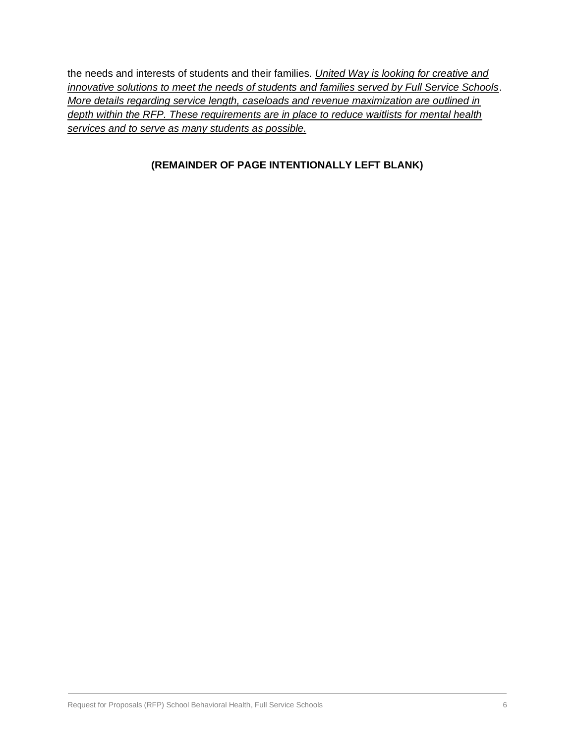the needs and interests of students and their families. *United Way is looking for creative and innovative solutions to meet the needs of students and families served by Full Service Schools*. *More details regarding service length, caseloads and revenue maximization are outlined in depth within the RFP. These requirements are in place to reduce waitlists for mental health services and to serve as many students as possible.*

**(REMAINDER OF PAGE INTENTIONALLY LEFT BLANK)**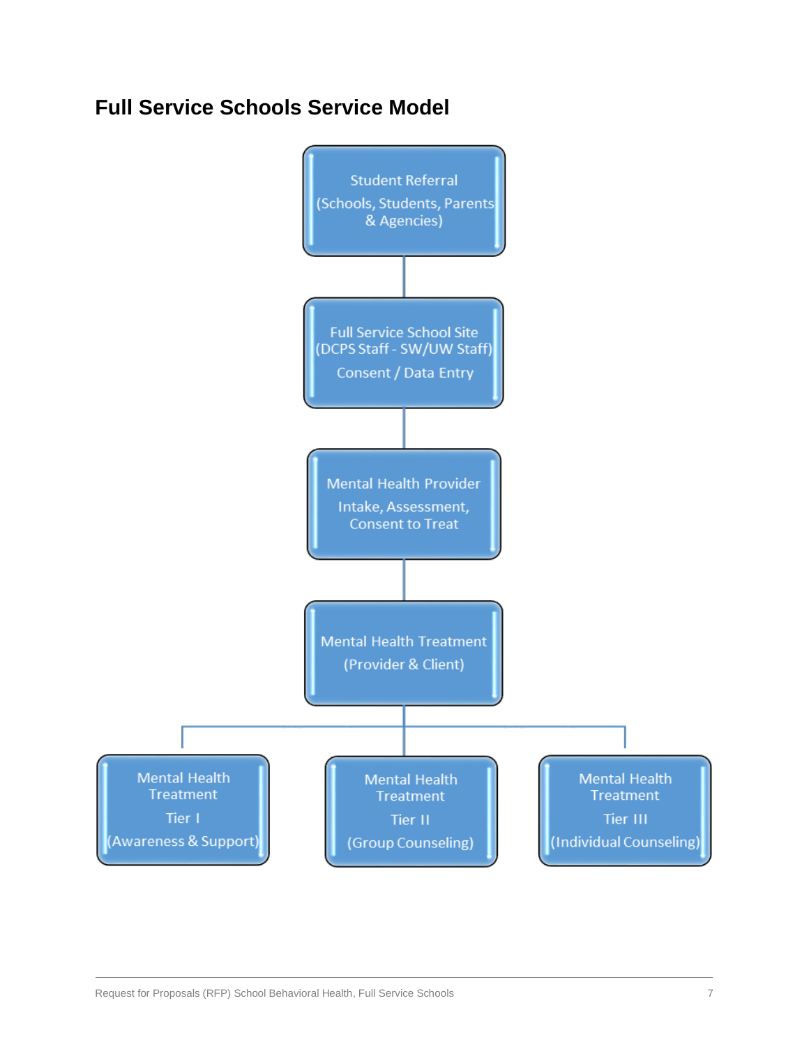## Full Service Schools Service Model

Student Referral
(Schools, Students, Parents & Agencies)

Full Service School Site
(DCPS Staff - SW/UW Staff)
Consent / Data Entry

Mental Health Provider
Intake, Assessment, Consent to Treat

Mental Health Treatment
(Provider & Client)

Mental Health Treatment
Tier I
(Awareness & Support)

Mental Health Treatment
Tier II
(Group Counseling)

Mental Health Treatment
Tier III
(Individual Counseling)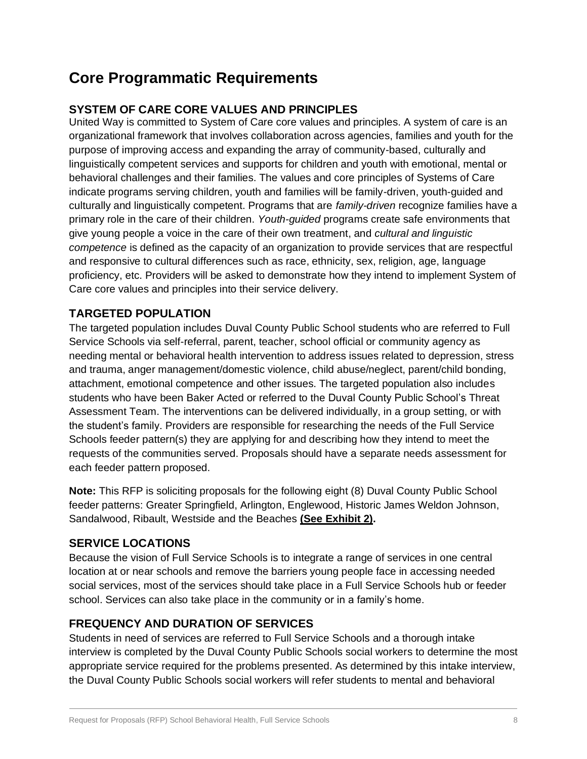# Core Programmatic Requirements

## SYSTEM OF CARE CORE VALUES AND PRINCIPLES

United Way is committed to System of Care core values and principles. A system of care is an organizational framework that involves collaboration across agencies, families and youth for the purpose of improving access and expanding the array of community-based, culturally and linguistically competent services and supports for children and youth with emotional, mental or behavioral challenges and their families. The values and core principles of Systems of Care indicate programs serving children, youth and families will be family-driven, youth-guided and culturally and linguistically competent. Programs that are *family-driven* recognize families have a primary role in the care of their children. *Youth-guided* programs create safe environments that give young people a voice in the care of their own treatment, and *cultural and linguistic competence* is defined as the capacity of an organization to provide services that are respectful and responsive to cultural differences such as race, ethnicity, sex, religion, age, language proficiency, etc. Providers will be asked to demonstrate how they intend to implement System of Care core values and principles into their service delivery.

## TARGETED POPULATION

The targeted population includes Duval County Public School students who are referred to Full Service Schools via self-referral, parent, teacher, school official or community agency as needing mental or behavioral health intervention to address issues related to depression, stress and trauma, anger management/domestic violence, child abuse/neglect, parent/child bonding, attachment, emotional competence and other issues. The targeted population also includes students who have been Baker Acted or referred to the Duval County Public School's Threat Assessment Team. The interventions can be delivered individually, in a group setting, or with the student's family. Providers are responsible for researching the needs of the Full Service Schools feeder pattern(s) they are applying for and describing how they intend to meet the requests of the communities served. Proposals should have a separate needs assessment for each feeder pattern proposed.

**Note:** This RFP is soliciting proposals for the following eight (8) Duval County Public School feeder patterns: Greater Springfield, Arlington, Englewood, Historic James Weldon Johnson, Sandalwood, Ribault, Westside and the Beaches **(See Exhibit 2).**

## SERVICE LOCATIONS

Because the vision of Full Service Schools is to integrate a range of services in one central location at or near schools and remove the barriers young people face in accessing needed social services, most of the services should take place in a Full Service Schools hub or feeder school. Services can also take place in the community or in a family's home.

## FREQUENCY AND DURATION OF SERVICES

Students in need of services are referred to Full Service Schools and a thorough intake interview is completed by the Duval County Public Schools social workers to determine the most appropriate service required for the problems presented. As determined by this intake interview, the Duval County Public Schools social workers will refer students to mental and behavioral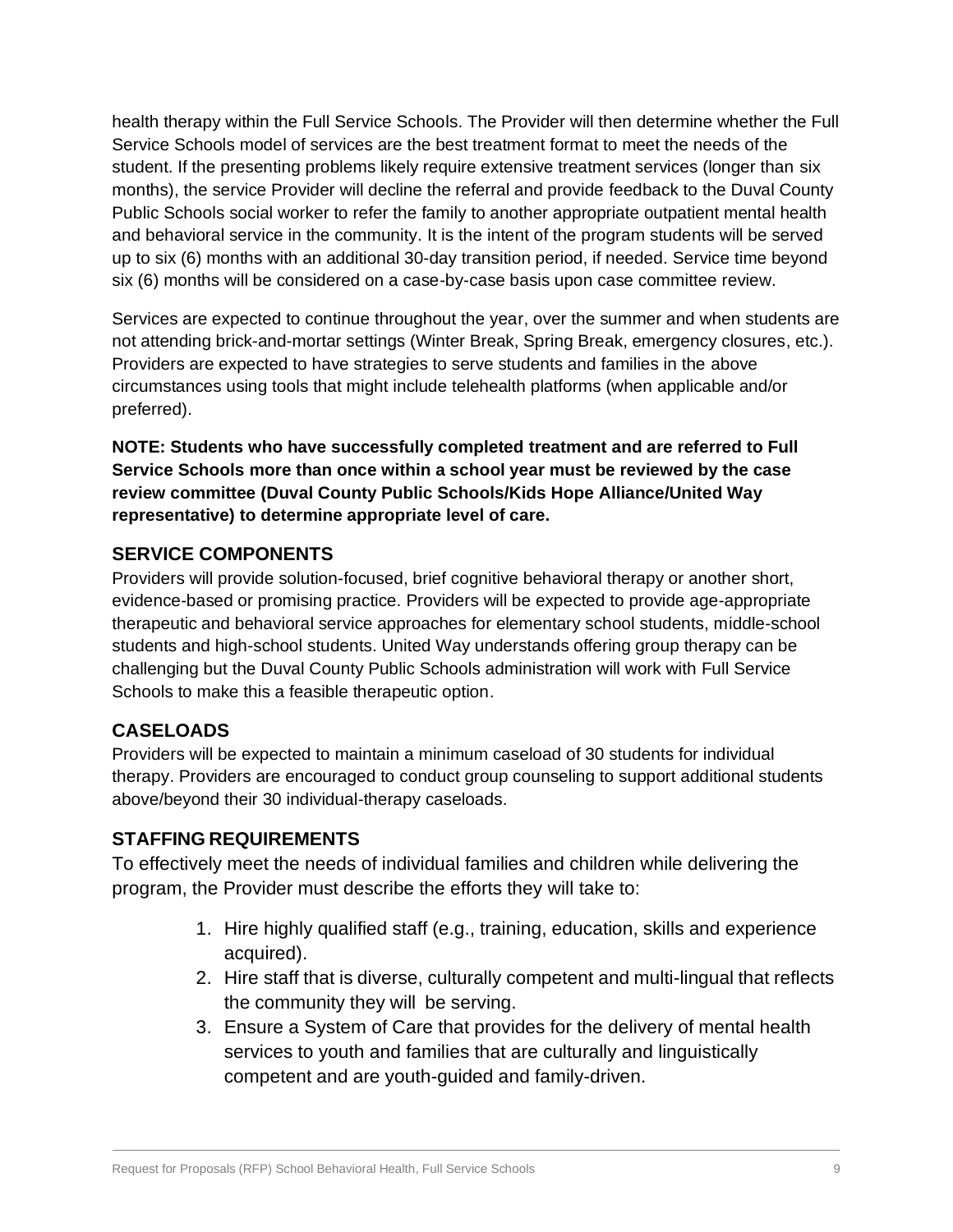health therapy within the Full Service Schools. The Provider will then determine whether the Full Service Schools model of services are the best treatment format to meet the needs of the student. If the presenting problems likely require extensive treatment services (longer than six months), the service Provider will decline the referral and provide feedback to the Duval County Public Schools social worker to refer the family to another appropriate outpatient mental health and behavioral service in the community. It is the intent of the program students will be served up to six (6) months with an additional 30-day transition period, if needed. Service time beyond six (6) months will be considered on a case-by-case basis upon case committee review.

Services are expected to continue throughout the year, over the summer and when students are not attending brick-and-mortar settings (Winter Break, Spring Break, emergency closures, etc.). Providers are expected to have strategies to serve students and families in the above circumstances using tools that might include telehealth platforms (when applicable and/or preferred).

**NOTE: Students who have successfully completed treatment and are referred to Full Service Schools more than once within a school year must be reviewed by the case review committee (Duval County Public Schools/Kids Hope Alliance/United Way representative) to determine appropriate level of care.**

## SERVICE COMPONENTS

Providers will provide solution-focused, brief cognitive behavioral therapy or another short, evidence-based or promising practice. Providers will be expected to provide age-appropriate therapeutic and behavioral service approaches for elementary school students, middle-school students and high-school students. United Way understands offering group therapy can be challenging but the Duval County Public Schools administration will work with Full Service Schools to make this a feasible therapeutic option.

## CASELOADS

Providers will be expected to maintain a minimum caseload of 30 students for individual therapy. Providers are encouraged to conduct group counseling to support additional students above/beyond their 30 individual-therapy caseloads.

## STAFFING REQUIREMENTS

To effectively meet the needs of individual families and children while delivering the program, the Provider must describe the efforts they will take to:

1. Hire highly qualified staff (e.g., training, education, skills and experience acquired).
2. Hire staff that is diverse, culturally competent and multi-lingual that reflects the community they will be serving.
3. Ensure a System of Care that provides for the delivery of mental health services to youth and families that are culturally and linguistically competent and are youth-guided and family-driven.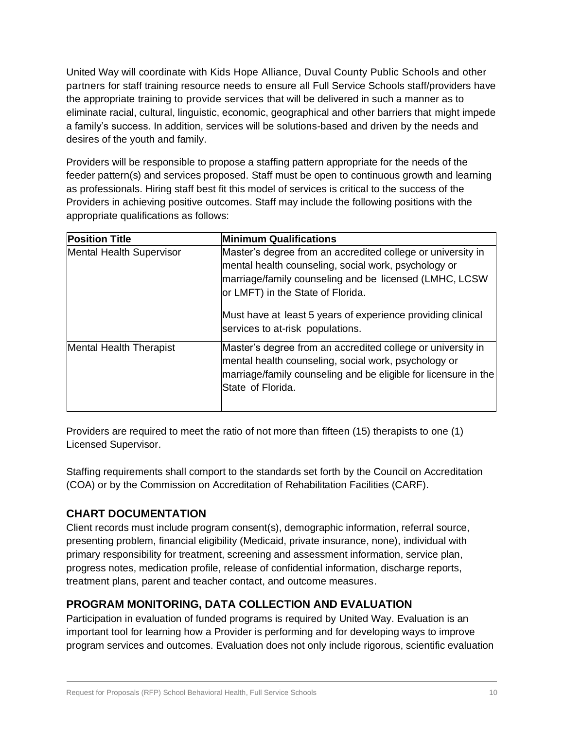United Way will coordinate with Kids Hope Alliance, Duval County Public Schools and other partners for staff training resource needs to ensure all Full Service Schools staff/providers have the appropriate training to provide services that will be delivered in such a manner as to eliminate racial, cultural, linguistic, economic, geographical and other barriers that might impede a family's success. In addition, services will be solutions-based and driven by the needs and desires of the youth and family.

Providers will be responsible to propose a staffing pattern appropriate for the needs of the feeder pattern(s) and services proposed. Staff must be open to continuous growth and learning as professionals. Hiring staff best fit this model of services is critical to the success of the Providers in achieving positive outcomes. Staff may include the following positions with the appropriate qualifications as follows:

| Position Title | Minimum Qualifications |
|---|---|
| Mental Health Supervisor | Master's degree from an accredited college or university in mental health counseling, social work, psychology or marriage/family counseling and be licensed (LMHC, LCSW or LMFT) in the State of Florida.<br><br>Must have at least 5 years of experience providing clinical services to at-risk populations. |
| Mental Health Therapist | Master's degree from an accredited college or university in mental health counseling, social work, psychology or marriage/family counseling and be eligible for licensure in the State of Florida. |

Providers are required to meet the ratio of not more than fifteen (15) therapists to one (1) Licensed Supervisor.

Staffing requirements shall comport to the standards set forth by the Council on Accreditation (COA) or by the Commission on Accreditation of Rehabilitation Facilities (CARF).

## CHART DOCUMENTATION

Client records must include program consent(s), demographic information, referral source, presenting problem, financial eligibility (Medicaid, private insurance, none), individual with primary responsibility for treatment, screening and assessment information, service plan, progress notes, medication profile, release of confidential information, discharge reports, treatment plans, parent and teacher contact, and outcome measures.

## PROGRAM MONITORING, DATA COLLECTION AND EVALUATION

Participation in evaluation of funded programs is required by United Way. Evaluation is an important tool for learning how a Provider is performing and for developing ways to improve program services and outcomes. Evaluation does not only include rigorous, scientific evaluation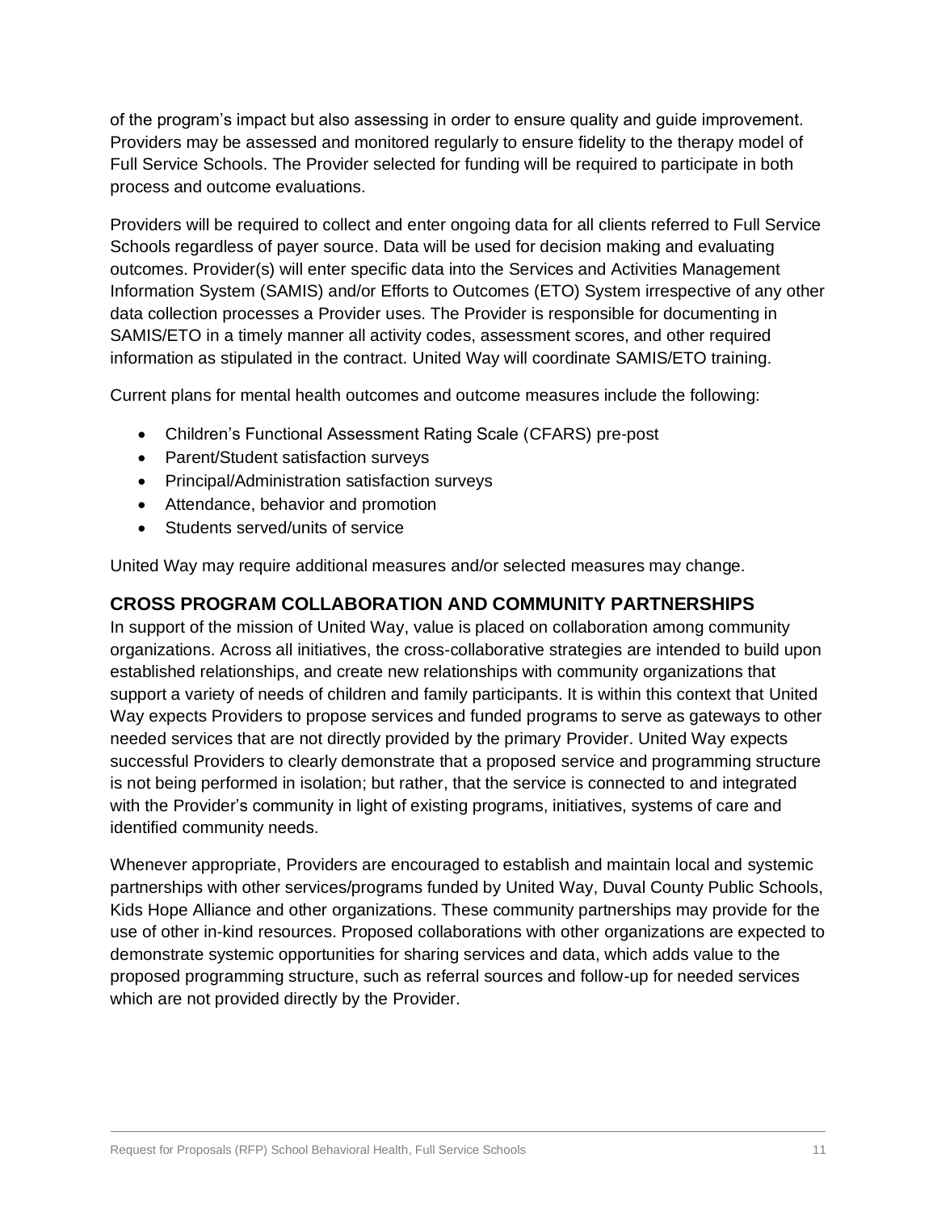of the program's impact but also assessing in order to ensure quality and guide improvement. Providers may be assessed and monitored regularly to ensure fidelity to the therapy model of Full Service Schools. The Provider selected for funding will be required to participate in both process and outcome evaluations.

Providers will be required to collect and enter ongoing data for all clients referred to Full Service Schools regardless of payer source. Data will be used for decision making and evaluating outcomes. Provider(s) will enter specific data into the Services and Activities Management Information System (SAMIS) and/or Efforts to Outcomes (ETO) System irrespective of any other data collection processes a Provider uses. The Provider is responsible for documenting in SAMIS/ETO in a timely manner all activity codes, assessment scores, and other required information as stipulated in the contract. United Way will coordinate SAMIS/ETO training.

Current plans for mental health outcomes and outcome measures include the following:

- Children's Functional Assessment Rating Scale (CFARS) pre-post
- Parent/Student satisfaction surveys
- Principal/Administration satisfaction surveys
- Attendance, behavior and promotion
- Students served/units of service

United Way may require additional measures and/or selected measures may change.

## CROSS PROGRAM COLLABORATION AND COMMUNITY PARTNERSHIPS

In support of the mission of United Way, value is placed on collaboration among community organizations. Across all initiatives, the cross-collaborative strategies are intended to build upon established relationships, and create new relationships with community organizations that support a variety of needs of children and family participants. It is within this context that United Way expects Providers to propose services and funded programs to serve as gateways to other needed services that are not directly provided by the primary Provider. United Way expects successful Providers to clearly demonstrate that a proposed service and programming structure is not being performed in isolation; but rather, that the service is connected to and integrated with the Provider's community in light of existing programs, initiatives, systems of care and identified community needs.

Whenever appropriate, Providers are encouraged to establish and maintain local and systemic partnerships with other services/programs funded by United Way, Duval County Public Schools, Kids Hope Alliance and other organizations. These community partnerships may provide for the use of other in-kind resources. Proposed collaborations with other organizations are expected to demonstrate systemic opportunities for sharing services and data, which adds value to the proposed programming structure, such as referral sources and follow-up for needed services which are not provided directly by the Provider.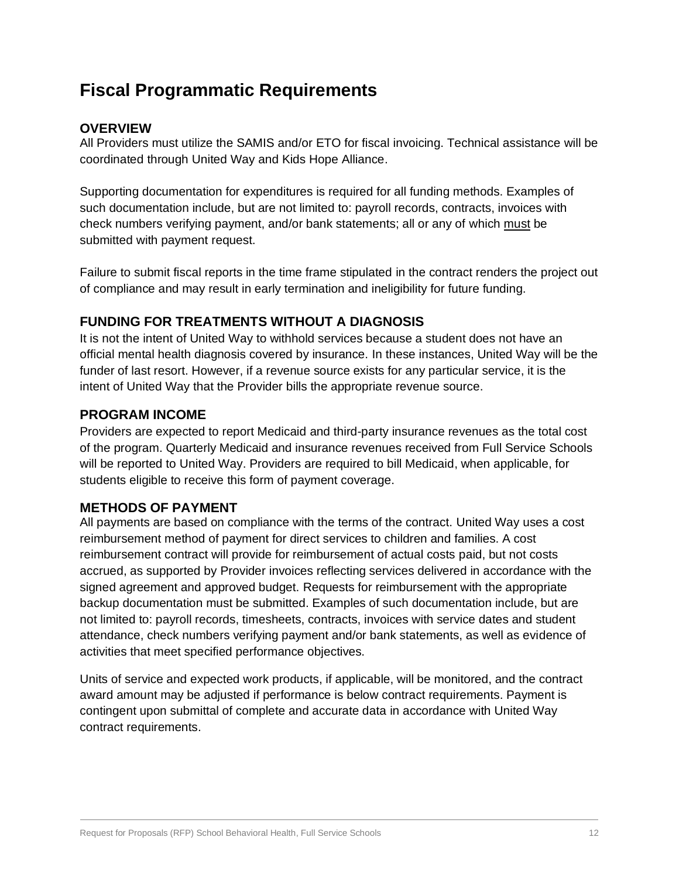# Fiscal Programmatic Requirements

### OVERVIEW

All Providers must utilize the SAMIS and/or ETO for fiscal invoicing. Technical assistance will be coordinated through United Way and Kids Hope Alliance.

Supporting documentation for expenditures is required for all funding methods. Examples of such documentation include, but are not limited to: payroll records, contracts, invoices with check numbers verifying payment, and/or bank statements; all or any of which <u>must</u> be submitted with payment request.

Failure to submit fiscal reports in the time frame stipulated in the contract renders the project out of compliance and may result in early termination and ineligibility for future funding.

### FUNDING FOR TREATMENTS WITHOUT A DIAGNOSIS

It is not the intent of United Way to withhold services because a student does not have an official mental health diagnosis covered by insurance. In these instances, United Way will be the funder of last resort. However, if a revenue source exists for any particular service, it is the intent of United Way that the Provider bills the appropriate revenue source.

### PROGRAM INCOME

Providers are expected to report Medicaid and third-party insurance revenues as the total cost of the program. Quarterly Medicaid and insurance revenues received from Full Service Schools will be reported to United Way. Providers are required to bill Medicaid, when applicable, for students eligible to receive this form of payment coverage.

### METHODS OF PAYMENT

All payments are based on compliance with the terms of the contract. United Way uses a cost reimbursement method of payment for direct services to children and families. A cost reimbursement contract will provide for reimbursement of actual costs paid, but not costs accrued, as supported by Provider invoices reflecting services delivered in accordance with the signed agreement and approved budget. Requests for reimbursement with the appropriate backup documentation must be submitted. Examples of such documentation include, but are not limited to: payroll records, timesheets, contracts, invoices with service dates and student attendance, check numbers verifying payment and/or bank statements, as well as evidence of activities that meet specified performance objectives.

Units of service and expected work products, if applicable, will be monitored, and the contract award amount may be adjusted if performance is below contract requirements. Payment is contingent upon submittal of complete and accurate data in accordance with United Way contract requirements.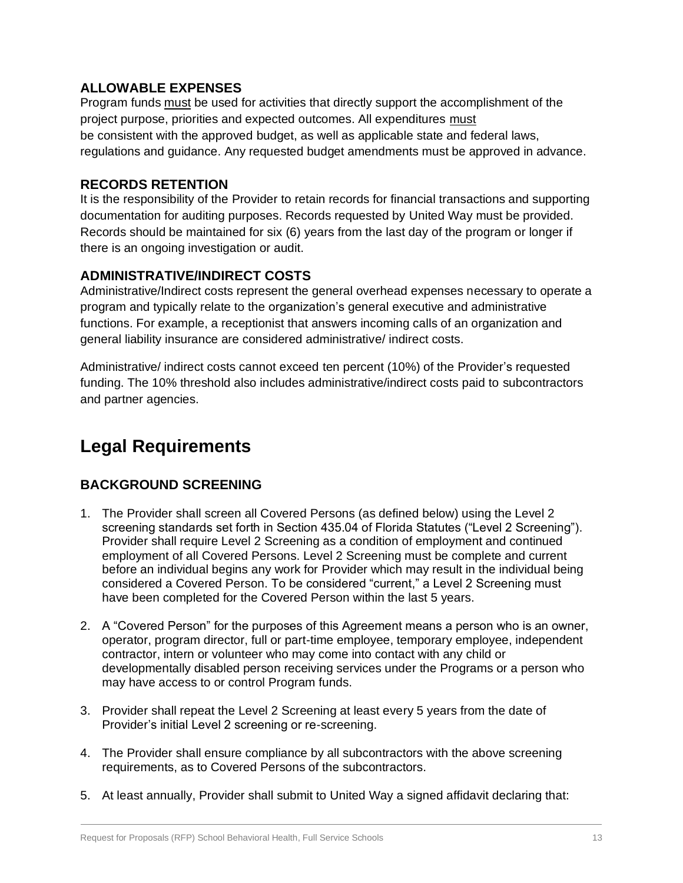### ALLOWABLE EXPENSES

Program funds <u>must</u> be used for activities that directly support the accomplishment of the project purpose, priorities and expected outcomes. All expenditures <u>must</u> be consistent with the approved budget, as well as applicable state and federal laws, regulations and guidance. Any requested budget amendments must be approved in advance.

### RECORDS RETENTION

It is the responsibility of the Provider to retain records for financial transactions and supporting documentation for auditing purposes. Records requested by United Way must be provided. Records should be maintained for six (6) years from the last day of the program or longer if there is an ongoing investigation or audit.

### ADMINISTRATIVE/INDIRECT COSTS

Administrative/Indirect costs represent the general overhead expenses necessary to operate a program and typically relate to the organization's general executive and administrative functions. For example, a receptionist that answers incoming calls of an organization and general liability insurance are considered administrative/ indirect costs.

Administrative/ indirect costs cannot exceed ten percent (10%) of the Provider's requested funding. The 10% threshold also includes administrative/indirect costs paid to subcontractors and partner agencies.

## Legal Requirements

### BACKGROUND SCREENING

1. The Provider shall screen all Covered Persons (as defined below) using the Level 2 screening standards set forth in Section 435.04 of Florida Statutes ("Level 2 Screening"). Provider shall require Level 2 Screening as a condition of employment and continued employment of all Covered Persons. Level 2 Screening must be complete and current before an individual begins any work for Provider which may result in the individual being considered a Covered Person. To be considered "current," a Level 2 Screening must have been completed for the Covered Person within the last 5 years.

2. A "Covered Person" for the purposes of this Agreement means a person who is an owner, operator, program director, full or part-time employee, temporary employee, independent contractor, intern or volunteer who may come into contact with any child or developmentally disabled person receiving services under the Programs or a person who may have access to or control Program funds.

3. Provider shall repeat the Level 2 Screening at least every 5 years from the date of Provider's initial Level 2 screening or re-screening.

4. The Provider shall ensure compliance by all subcontractors with the above screening requirements, as to Covered Persons of the subcontractors.

5. At least annually, Provider shall submit to United Way a signed affidavit declaring that: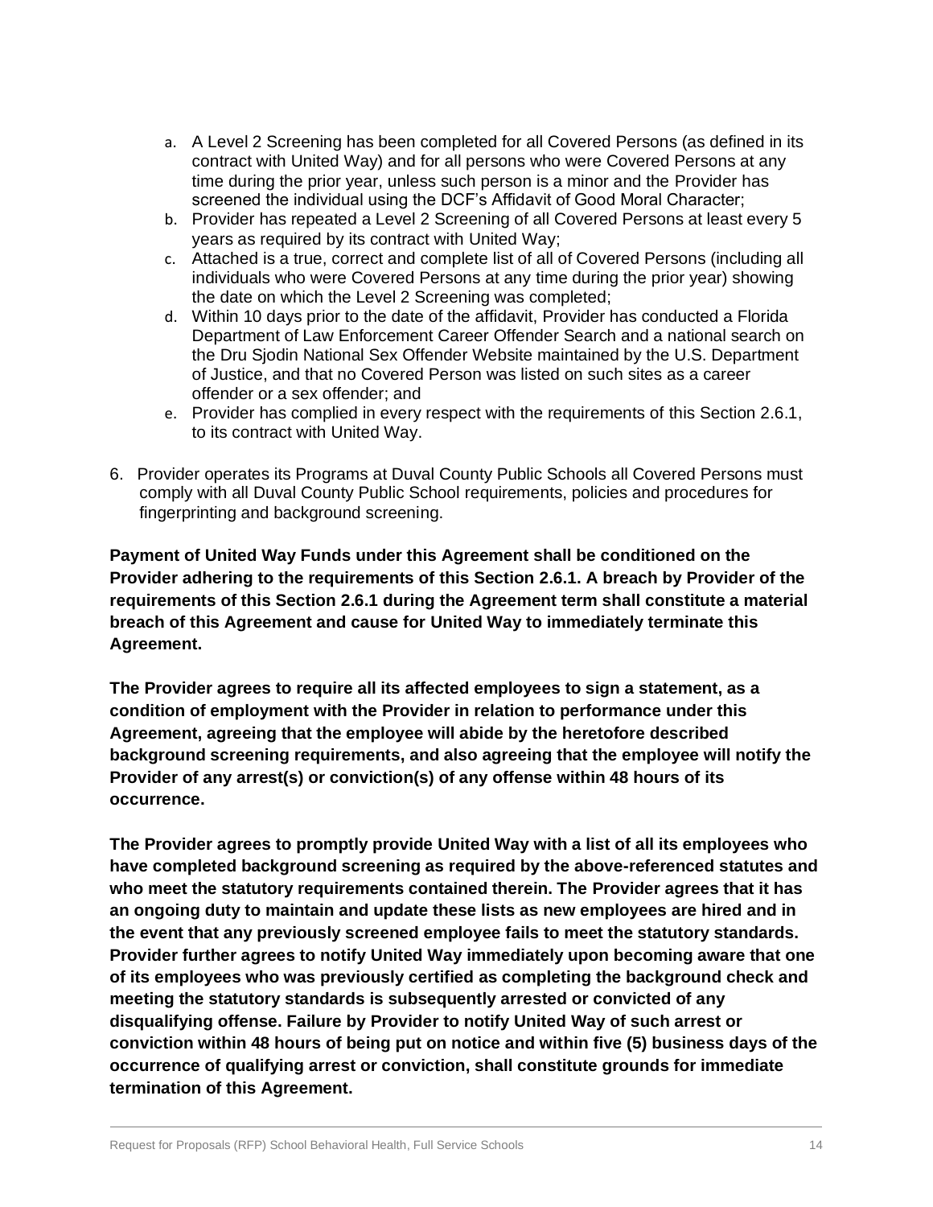a. A Level 2 Screening has been completed for all Covered Persons (as defined in its contract with United Way) and for all persons who were Covered Persons at any time during the prior year, unless such person is a minor and the Provider has screened the individual using the DCF's Affidavit of Good Moral Character;
b. Provider has repeated a Level 2 Screening of all Covered Persons at least every 5 years as required by its contract with United Way;
c. Attached is a true, correct and complete list of all of Covered Persons (including all individuals who were Covered Persons at any time during the prior year) showing the date on which the Level 2 Screening was completed;
d. Within 10 days prior to the date of the affidavit, Provider has conducted a Florida Department of Law Enforcement Career Offender Search and a national search on the Dru Sjodin National Sex Offender Website maintained by the U.S. Department of Justice, and that no Covered Person was listed on such sites as a career offender or a sex offender; and
e. Provider has complied in every respect with the requirements of this Section 2.6.1, to its contract with United Way.

6. Provider operates its Programs at Duval County Public Schools all Covered Persons must comply with all Duval County Public School requirements, policies and procedures for fingerprinting and background screening.

**Payment of United Way Funds under this Agreement shall be conditioned on the Provider adhering to the requirements of this Section 2.6.1. A breach by Provider of the requirements of this Section 2.6.1 during the Agreement term shall constitute a material breach of this Agreement and cause for United Way to immediately terminate this Agreement.**

**The Provider agrees to require all its affected employees to sign a statement, as a condition of employment with the Provider in relation to performance under this Agreement, agreeing that the employee will abide by the heretofore described background screening requirements, and also agreeing that the employee will notify the Provider of any arrest(s) or conviction(s) of any offense within 48 hours of its occurrence.**

**The Provider agrees to promptly provide United Way with a list of all its employees who have completed background screening as required by the above-referenced statutes and who meet the statutory requirements contained therein. The Provider agrees that it has an ongoing duty to maintain and update these lists as new employees are hired and in the event that any previously screened employee fails to meet the statutory standards. Provider further agrees to notify United Way immediately upon becoming aware that one of its employees who was previously certified as completing the background check and meeting the statutory standards is subsequently arrested or convicted of any disqualifying offense. Failure by Provider to notify United Way of such arrest or conviction within 48 hours of being put on notice and within five (5) business days of the occurrence of qualifying arrest or conviction, shall constitute grounds for immediate termination of this Agreement.**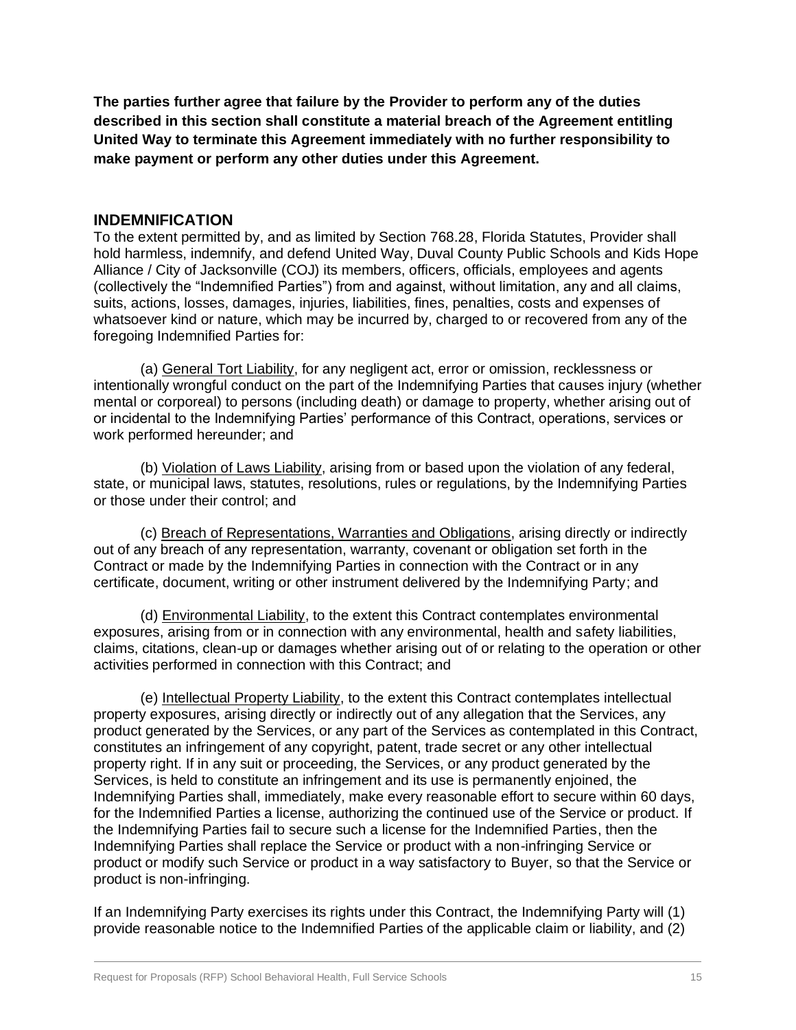**The parties further agree that failure by the Provider to perform any of the duties described in this section shall constitute a material breach of the Agreement entitling United Way to terminate this Agreement immediately with no further responsibility to make payment or perform any other duties under this Agreement.**

## INDEMNIFICATION

To the extent permitted by, and as limited by Section 768.28, Florida Statutes, Provider shall hold harmless, indemnify, and defend United Way, Duval County Public Schools and Kids Hope Alliance / City of Jacksonville (COJ) its members, officers, officials, employees and agents (collectively the "Indemnified Parties") from and against, without limitation, any and all claims, suits, actions, losses, damages, injuries, liabilities, fines, penalties, costs and expenses of whatsoever kind or nature, which may be incurred by, charged to or recovered from any of the foregoing Indemnified Parties for:

(a) General Tort Liability, for any negligent act, error or omission, recklessness or intentionally wrongful conduct on the part of the Indemnifying Parties that causes injury (whether mental or corporeal) to persons (including death) or damage to property, whether arising out of or incidental to the Indemnifying Parties' performance of this Contract, operations, services or work performed hereunder; and

(b) Violation of Laws Liability, arising from or based upon the violation of any federal, state, or municipal laws, statutes, resolutions, rules or regulations, by the Indemnifying Parties or those under their control; and

(c) Breach of Representations, Warranties and Obligations, arising directly or indirectly out of any breach of any representation, warranty, covenant or obligation set forth in the Contract or made by the Indemnifying Parties in connection with the Contract or in any certificate, document, writing or other instrument delivered by the Indemnifying Party; and

(d) Environmental Liability, to the extent this Contract contemplates environmental exposures, arising from or in connection with any environmental, health and safety liabilities, claims, citations, clean-up or damages whether arising out of or relating to the operation or other activities performed in connection with this Contract; and

(e) Intellectual Property Liability, to the extent this Contract contemplates intellectual property exposures, arising directly or indirectly out of any allegation that the Services, any product generated by the Services, or any part of the Services as contemplated in this Contract, constitutes an infringement of any copyright, patent, trade secret or any other intellectual property right. If in any suit or proceeding, the Services, or any product generated by the Services, is held to constitute an infringement and its use is permanently enjoined, the Indemnifying Parties shall, immediately, make every reasonable effort to secure within 60 days, for the Indemnified Parties a license, authorizing the continued use of the Service or product. If the Indemnifying Parties fail to secure such a license for the Indemnified Parties, then the Indemnifying Parties shall replace the Service or product with a non-infringing Service or product or modify such Service or product in a way satisfactory to Buyer, so that the Service or product is non-infringing.

If an Indemnifying Party exercises its rights under this Contract, the Indemnifying Party will (1) provide reasonable notice to the Indemnified Parties of the applicable claim or liability, and (2)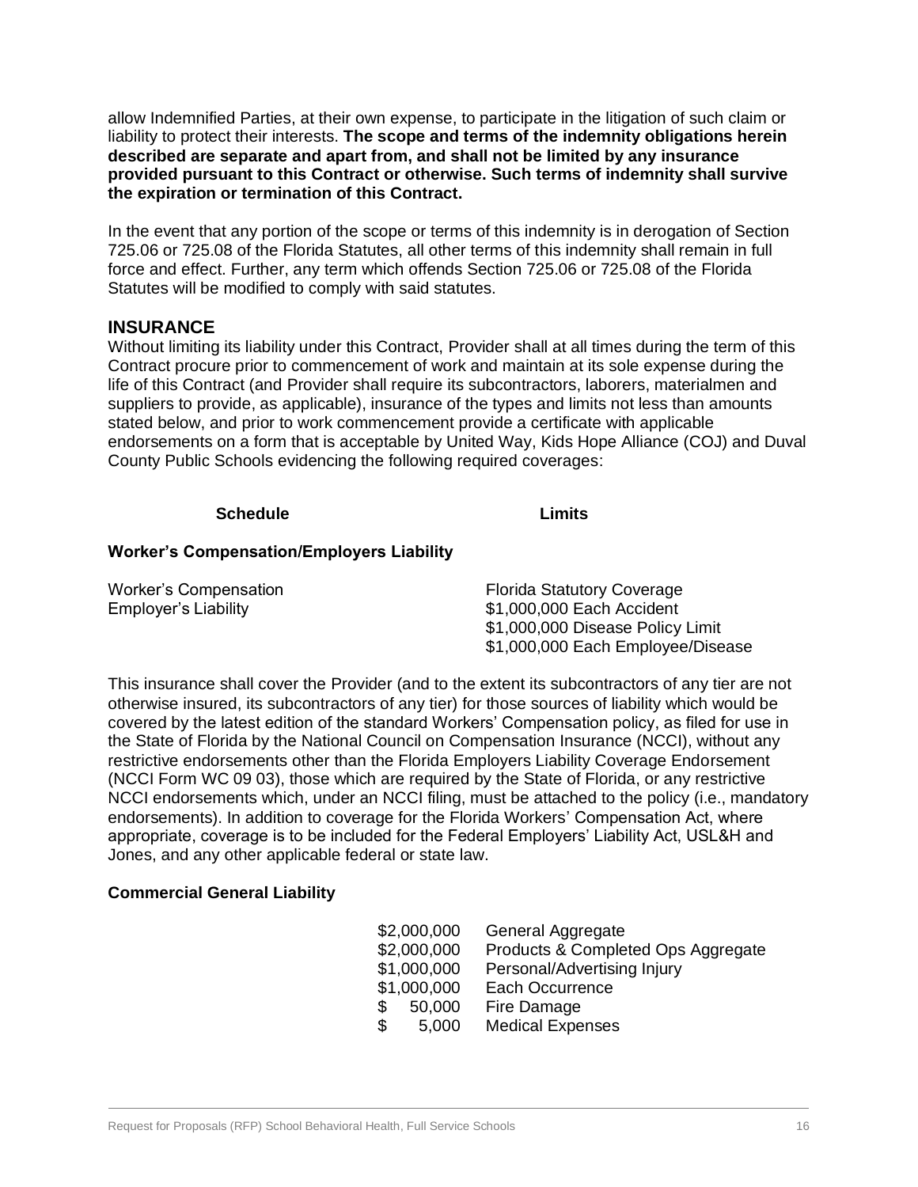allow Indemnified Parties, at their own expense, to participate in the litigation of such claim or liability to protect their interests. **The scope and terms of the indemnity obligations herein described are separate and apart from, and shall not be limited by any insurance provided pursuant to this Contract or otherwise. Such terms of indemnity shall survive the expiration or termination of this Contract.**

In the event that any portion of the scope or terms of this indemnity is in derogation of Section 725.06 or 725.08 of the Florida Statutes, all other terms of this indemnity shall remain in full force and effect. Further, any term which offends Section 725.06 or 725.08 of the Florida Statutes will be modified to comply with said statutes.

## INSURANCE

Without limiting its liability under this Contract, Provider shall at all times during the term of this Contract procure prior to commencement of work and maintain at its sole expense during the life of this Contract (and Provider shall require its subcontractors, laborers, materialmen and suppliers to provide, as applicable), insurance of the types and limits not less than amounts stated below, and prior to work commencement provide a certificate with applicable endorsements on a form that is acceptable by United Way, Kids Hope Alliance (COJ) and Duval County Public Schools evidencing the following required coverages:

| Schedule | Limits |
|---|---|

**Worker's Compensation/Employers Liability**

| | |
|---|---|
| Worker's Compensation | Florida Statutory Coverage |
| Employer's Liability | \$1,000,000 Each Accident |
| | \$1,000,000 Disease Policy Limit |
| | \$1,000,000 Each Employee/Disease |

This insurance shall cover the Provider (and to the extent its subcontractors of any tier are not otherwise insured, its subcontractors of any tier) for those sources of liability which would be covered by the latest edition of the standard Workers' Compensation policy, as filed for use in the State of Florida by the National Council on Compensation Insurance (NCCI), without any restrictive endorsements other than the Florida Employers Liability Coverage Endorsement (NCCI Form WC 09 03), those which are required by the State of Florida, or any restrictive NCCI endorsements which, under an NCCI filing, must be attached to the policy (i.e., mandatory endorsements). In addition to coverage for the Florida Workers' Compensation Act, where appropriate, coverage is to be included for the Federal Employers' Liability Act, USL&H and Jones, and any other applicable federal or state law.

**Commercial General Liability**

| | |
|---|---|
| \$2,000,000 | General Aggregate |
| \$2,000,000 | Products & Completed Ops Aggregate |
| \$1,000,000 | Personal/Advertising Injury |
| \$1,000,000 | Each Occurrence |
| \$ 50,000 | Fire Damage |
| \$ 5,000 | Medical Expenses |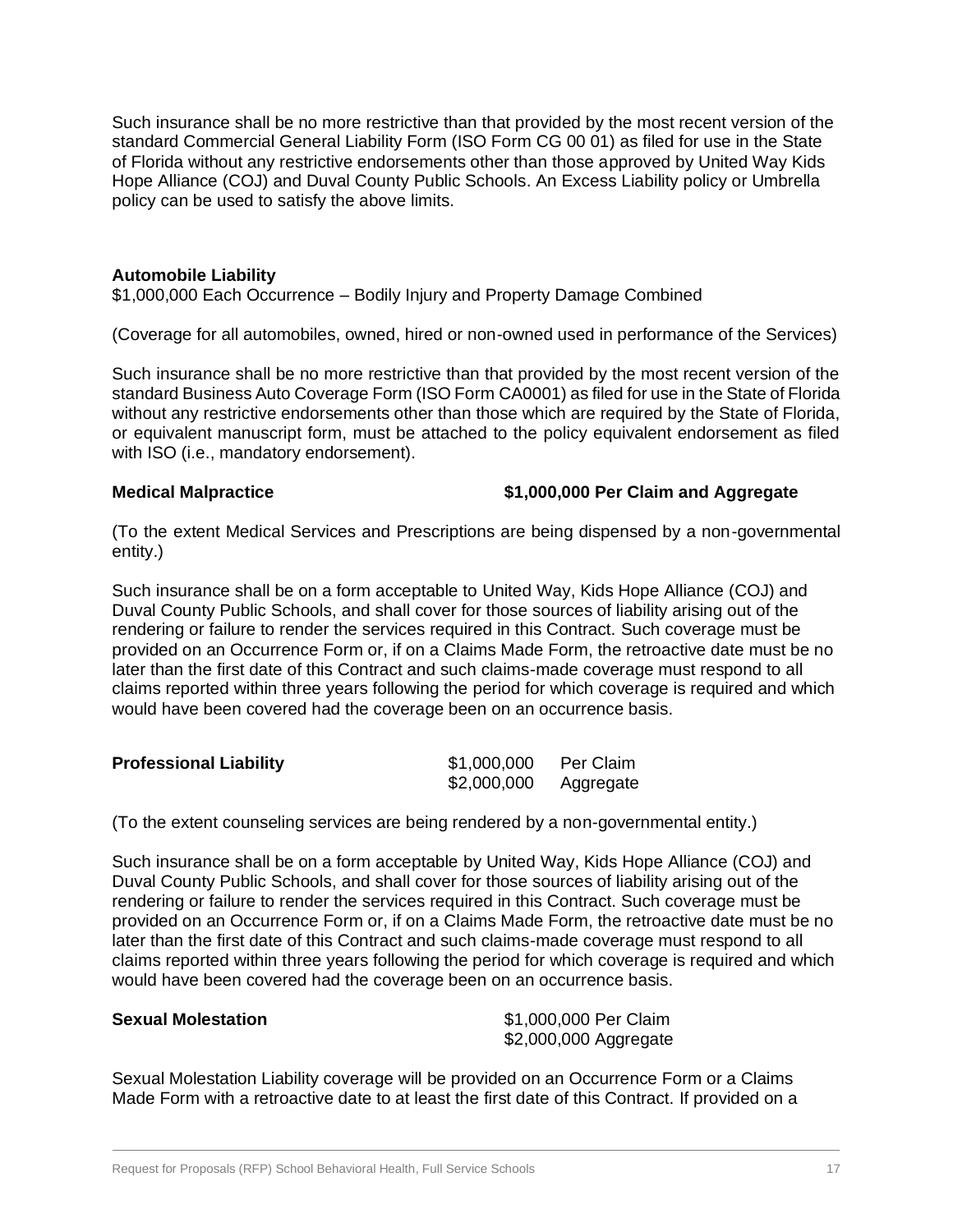Such insurance shall be no more restrictive than that provided by the most recent version of the standard Commercial General Liability Form (ISO Form CG 00 01) as filed for use in the State of Florida without any restrictive endorsements other than those approved by United Way Kids Hope Alliance (COJ) and Duval County Public Schools. An Excess Liability policy or Umbrella policy can be used to satisfy the above limits.

**Automobile Liability**
$1,000,000 Each Occurrence – Bodily Injury and Property Damage Combined

(Coverage for all automobiles, owned, hired or non-owned used in performance of the Services)

Such insurance shall be no more restrictive than that provided by the most recent version of the standard Business Auto Coverage Form (ISO Form CA0001) as filed for use in the State of Florida without any restrictive endorsements other than those which are required by the State of Florida, or equivalent manuscript form, must be attached to the policy equivalent endorsement as filed with ISO (i.e., mandatory endorsement).

**Medical Malpractice** **$1,000,000 Per Claim and Aggregate**

(To the extent Medical Services and Prescriptions are being dispensed by a non-governmental entity.)

Such insurance shall be on a form acceptable to United Way, Kids Hope Alliance (COJ) and Duval County Public Schools, and shall cover for those sources of liability arising out of the rendering or failure to render the services required in this Contract. Such coverage must be provided on an Occurrence Form or, if on a Claims Made Form, the retroactive date must be no later than the first date of this Contract and such claims-made coverage must respond to all claims reported within three years following the period for which coverage is required and which would have been covered had the coverage been on an occurrence basis.

**Professional Liability** $1,000,000 Per Claim
$2,000,000 Aggregate

(To the extent counseling services are being rendered by a non-governmental entity.)

Such insurance shall be on a form acceptable by United Way, Kids Hope Alliance (COJ) and Duval County Public Schools, and shall cover for those sources of liability arising out of the rendering or failure to render the services required in this Contract. Such coverage must be provided on an Occurrence Form or, if on a Claims Made Form, the retroactive date must be no later than the first date of this Contract and such claims-made coverage must respond to all claims reported within three years following the period for which coverage is required and which would have been covered had the coverage been on an occurrence basis.

**Sexual Molestation** $1,000,000 Per Claim
$2,000,000 Aggregate

Sexual Molestation Liability coverage will be provided on an Occurrence Form or a Claims Made Form with a retroactive date to at least the first date of this Contract. If provided on a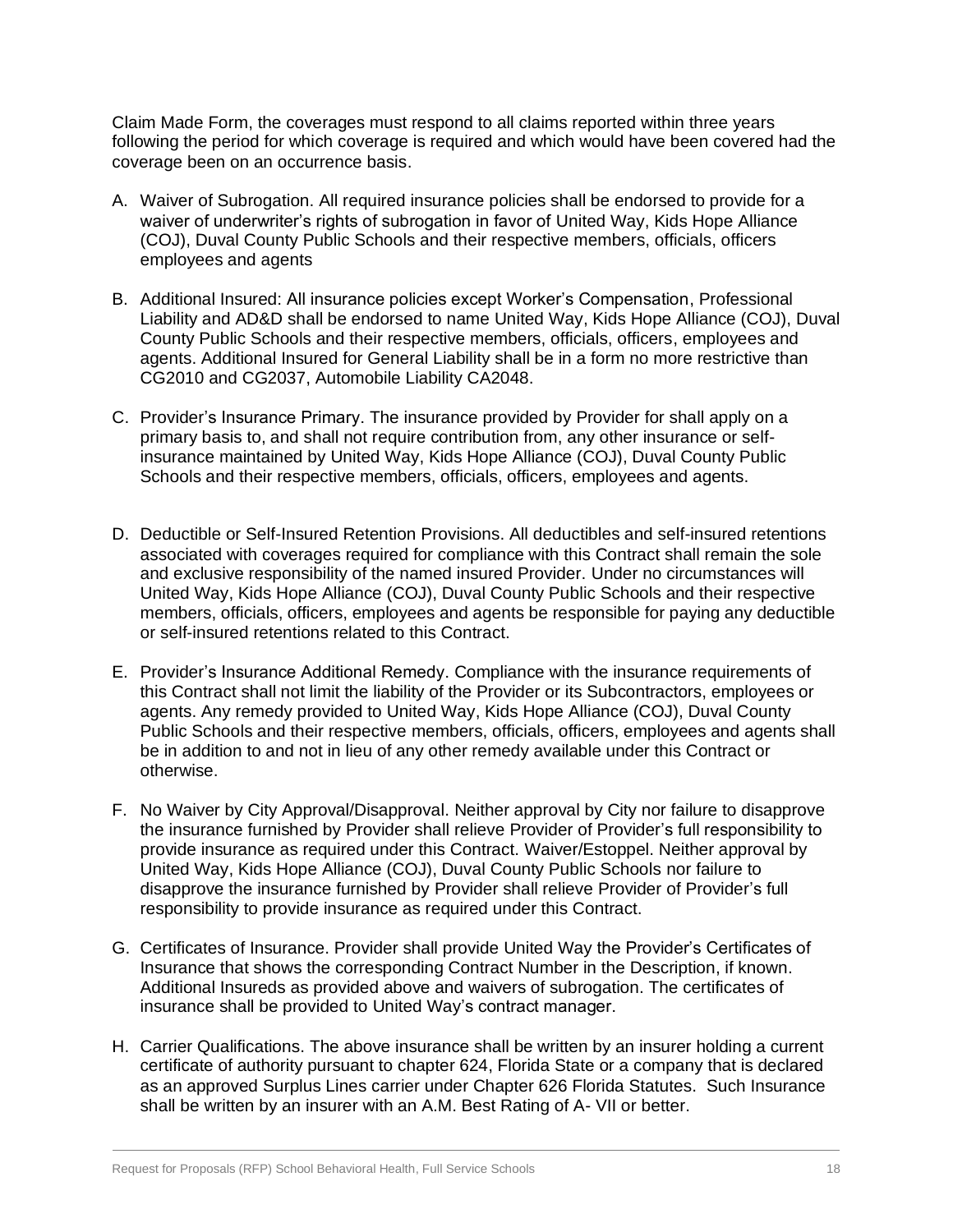Claim Made Form, the coverages must respond to all claims reported within three years following the period for which coverage is required and which would have been covered had the coverage been on an occurrence basis.

A. Waiver of Subrogation. All required insurance policies shall be endorsed to provide for a waiver of underwriter's rights of subrogation in favor of United Way, Kids Hope Alliance (COJ), Duval County Public Schools and their respective members, officials, officers employees and agents

B. Additional Insured: All insurance policies except Worker's Compensation, Professional Liability and AD&D shall be endorsed to name United Way, Kids Hope Alliance (COJ), Duval County Public Schools and their respective members, officials, officers, employees and agents. Additional Insured for General Liability shall be in a form no more restrictive than CG2010 and CG2037, Automobile Liability CA2048.

C. Provider's Insurance Primary. The insurance provided by Provider for shall apply on a primary basis to, and shall not require contribution from, any other insurance or self-insurance maintained by United Way, Kids Hope Alliance (COJ), Duval County Public Schools and their respective members, officials, officers, employees and agents.

D. Deductible or Self-Insured Retention Provisions. All deductibles and self-insured retentions associated with coverages required for compliance with this Contract shall remain the sole and exclusive responsibility of the named insured Provider. Under no circumstances will United Way, Kids Hope Alliance (COJ), Duval County Public Schools and their respective members, officials, officers, employees and agents be responsible for paying any deductible or self-insured retentions related to this Contract.

E. Provider's Insurance Additional Remedy. Compliance with the insurance requirements of this Contract shall not limit the liability of the Provider or its Subcontractors, employees or agents. Any remedy provided to United Way, Kids Hope Alliance (COJ), Duval County Public Schools and their respective members, officials, officers, employees and agents shall be in addition to and not in lieu of any other remedy available under this Contract or otherwise.

F. No Waiver by City Approval/Disapproval. Neither approval by City nor failure to disapprove the insurance furnished by Provider shall relieve Provider of Provider's full responsibility to provide insurance as required under this Contract. Waiver/Estoppel. Neither approval by United Way, Kids Hope Alliance (COJ), Duval County Public Schools nor failure to disapprove the insurance furnished by Provider shall relieve Provider of Provider's full responsibility to provide insurance as required under this Contract.

G. Certificates of Insurance. Provider shall provide United Way the Provider's Certificates of Insurance that shows the corresponding Contract Number in the Description, if known. Additional Insureds as provided above and waivers of subrogation. The certificates of insurance shall be provided to United Way's contract manager.

H. Carrier Qualifications. The above insurance shall be written by an insurer holding a current certificate of authority pursuant to chapter 624, Florida State or a company that is declared as an approved Surplus Lines carrier under Chapter 626 Florida Statutes. Such Insurance shall be written by an insurer with an A.M. Best Rating of A- VII or better.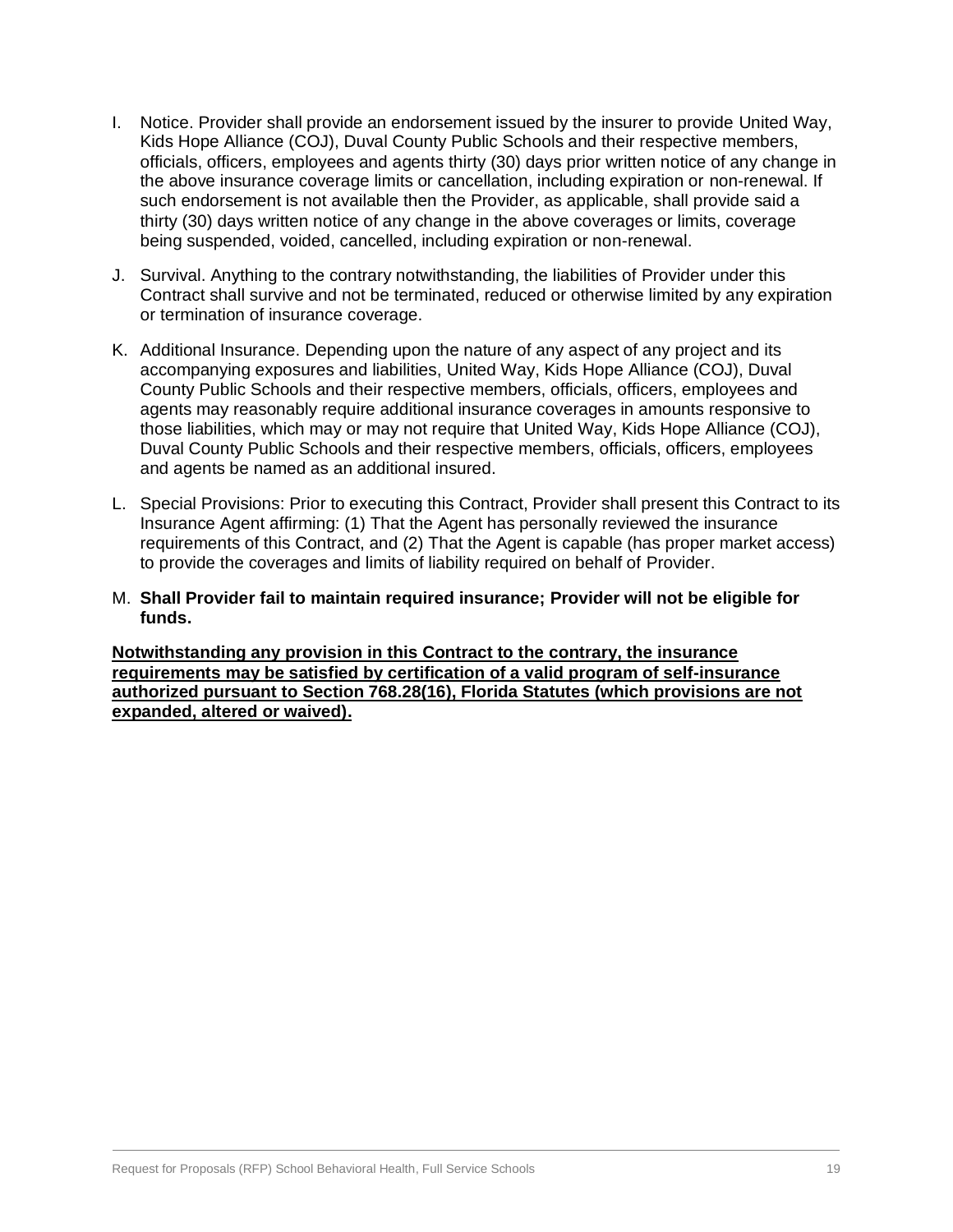I. Notice. Provider shall provide an endorsement issued by the insurer to provide United Way, Kids Hope Alliance (COJ), Duval County Public Schools and their respective members, officials, officers, employees and agents thirty (30) days prior written notice of any change in the above insurance coverage limits or cancellation, including expiration or non-renewal. If such endorsement is not available then the Provider, as applicable, shall provide said a thirty (30) days written notice of any change in the above coverages or limits, coverage being suspended, voided, cancelled, including expiration or non-renewal.

J. Survival. Anything to the contrary notwithstanding, the liabilities of Provider under this Contract shall survive and not be terminated, reduced or otherwise limited by any expiration or termination of insurance coverage.

K. Additional Insurance. Depending upon the nature of any aspect of any project and its accompanying exposures and liabilities, United Way, Kids Hope Alliance (COJ), Duval County Public Schools and their respective members, officials, officers, employees and agents may reasonably require additional insurance coverages in amounts responsive to those liabilities, which may or may not require that United Way, Kids Hope Alliance (COJ), Duval County Public Schools and their respective members, officials, officers, employees and agents be named as an additional insured.

L. Special Provisions: Prior to executing this Contract, Provider shall present this Contract to its Insurance Agent affirming: (1) That the Agent has personally reviewed the insurance requirements of this Contract, and (2) That the Agent is capable (has proper market access) to provide the coverages and limits of liability required on behalf of Provider.

M. **Shall Provider fail to maintain required insurance; Provider will not be eligible for funds.**

<u>**Notwithstanding any provision in this Contract to the contrary, the insurance requirements may be satisfied by certification of a valid program of self-insurance authorized pursuant to Section 768.28(16), Florida Statutes (which provisions are not expanded, altered or waived).**</u>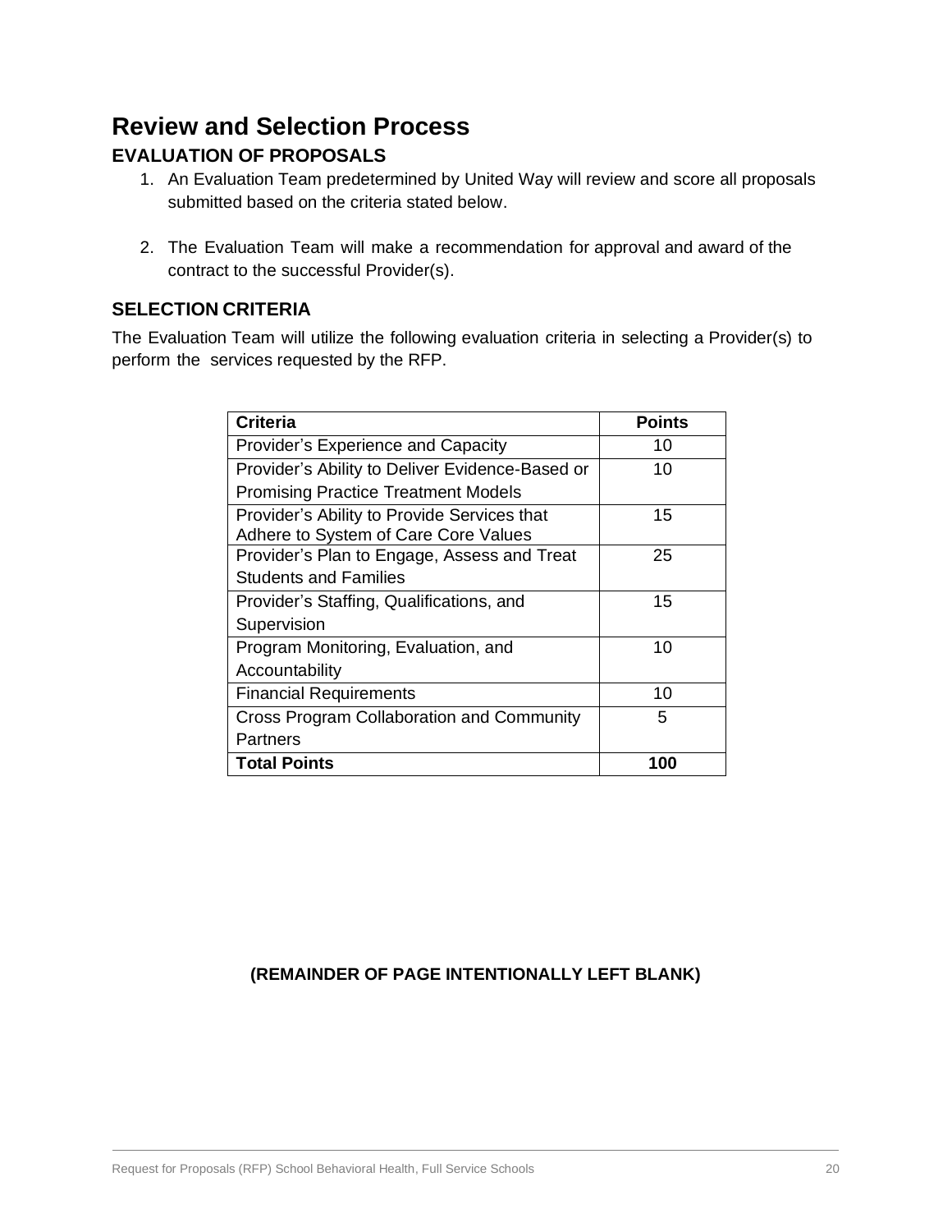# Review and Selection Process

## EVALUATION OF PROPOSALS

1. An Evaluation Team predetermined by United Way will review and score all proposals submitted based on the criteria stated below.

2. The Evaluation Team will make a recommendation for approval and award of the contract to the successful Provider(s).

## SELECTION CRITERIA

The Evaluation Team will utilize the following evaluation criteria in selecting a Provider(s) to perform the services requested by the RFP.

| Criteria | Points |
|---|---|
| Provider's Experience and Capacity | 10 |
| Provider's Ability to Deliver Evidence-Based or Promising Practice Treatment Models | 10 |
| Provider's Ability to Provide Services that Adhere to System of Care Core Values | 15 |
| Provider's Plan to Engage, Assess and Treat Students and Families | 25 |
| Provider's Staffing, Qualifications, and Supervision | 15 |
| Program Monitoring, Evaluation, and Accountability | 10 |
| Financial Requirements | 10 |
| Cross Program Collaboration and Community Partners | 5 |
| **Total Points** | **100** |

**(REMAINDER OF PAGE INTENTIONALLY LEFT BLANK)**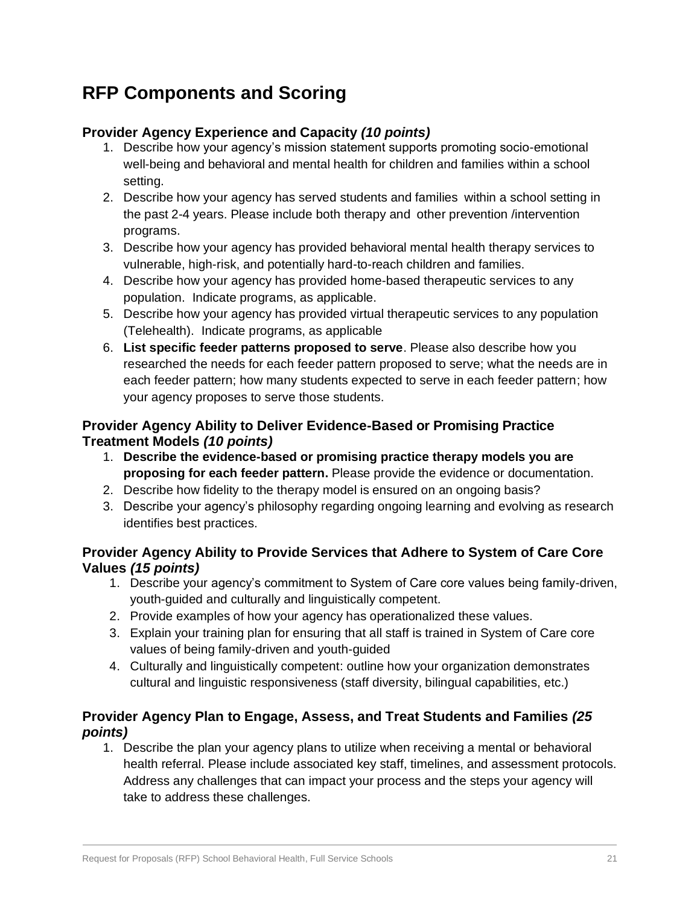# RFP Components and Scoring

### Provider Agency Experience and Capacity *(10 points)*

1. Describe how your agency's mission statement supports promoting socio-emotional well-being and behavioral and mental health for children and families within a school setting.
2. Describe how your agency has served students and families within a school setting in the past 2-4 years. Please include both therapy and other prevention /intervention programs.
3. Describe how your agency has provided behavioral mental health therapy services to vulnerable, high-risk, and potentially hard-to-reach children and families.
4. Describe how your agency has provided home-based therapeutic services to any population. Indicate programs, as applicable.
5. Describe how your agency has provided virtual therapeutic services to any population (Telehealth). Indicate programs, as applicable
6. **List specific feeder patterns proposed to serve**. Please also describe how you researched the needs for each feeder pattern proposed to serve; what the needs are in each feeder pattern; how many students expected to serve in each feeder pattern; how your agency proposes to serve those students.

### Provider Agency Ability to Deliver Evidence-Based or Promising Practice Treatment Models *(10 points)*

1. **Describe the evidence-based or promising practice therapy models you are proposing for each feeder pattern.** Please provide the evidence or documentation.
2. Describe how fidelity to the therapy model is ensured on an ongoing basis?
3. Describe your agency's philosophy regarding ongoing learning and evolving as research identifies best practices.

### Provider Agency Ability to Provide Services that Adhere to System of Care Core Values *(15 points)*

1. Describe your agency's commitment to System of Care core values being family-driven, youth-guided and culturally and linguistically competent.
2. Provide examples of how your agency has operationalized these values.
3. Explain your training plan for ensuring that all staff is trained in System of Care core values of being family-driven and youth-guided
4. Culturally and linguistically competent: outline how your organization demonstrates cultural and linguistic responsiveness (staff diversity, bilingual capabilities, etc.)

### Provider Agency Plan to Engage, Assess, and Treat Students and Families *(25 points)*

1. Describe the plan your agency plans to utilize when receiving a mental or behavioral health referral. Please include associated key staff, timelines, and assessment protocols. Address any challenges that can impact your process and the steps your agency will take to address these challenges.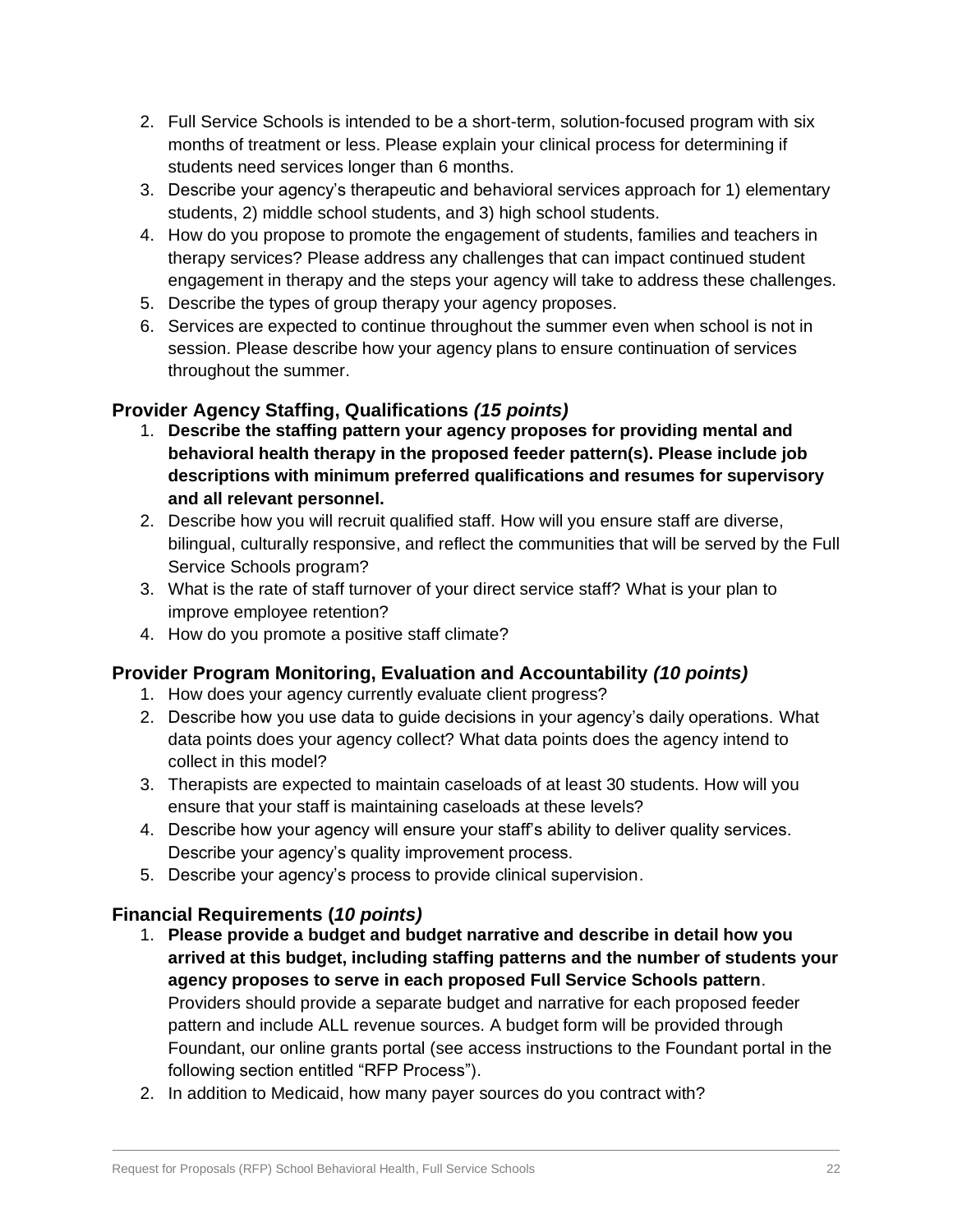2. Full Service Schools is intended to be a short-term, solution-focused program with six months of treatment or less. Please explain your clinical process for determining if students need services longer than 6 months.
3. Describe your agency's therapeutic and behavioral services approach for 1) elementary students, 2) middle school students, and 3) high school students.
4. How do you propose to promote the engagement of students, families and teachers in therapy services? Please address any challenges that can impact continued student engagement in therapy and the steps your agency will take to address these challenges.
5. Describe the types of group therapy your agency proposes.
6. Services are expected to continue throughout the summer even when school is not in session. Please describe how your agency plans to ensure continuation of services throughout the summer.

### Provider Agency Staffing, Qualifications *(15 points)*

1. **Describe the staffing pattern your agency proposes for providing mental and behavioral health therapy in the proposed feeder pattern(s). Please include job descriptions with minimum preferred qualifications and resumes for supervisory and all relevant personnel.**
2. Describe how you will recruit qualified staff. How will you ensure staff are diverse, bilingual, culturally responsive, and reflect the communities that will be served by the Full Service Schools program?
3. What is the rate of staff turnover of your direct service staff? What is your plan to improve employee retention?
4. How do you promote a positive staff climate?

### Provider Program Monitoring, Evaluation and Accountability *(10 points)*

1. How does your agency currently evaluate client progress?
2. Describe how you use data to guide decisions in your agency's daily operations. What data points does your agency collect? What data points does the agency intend to collect in this model?
3. Therapists are expected to maintain caseloads of at least 30 students. How will you ensure that your staff is maintaining caseloads at these levels?
4. Describe how your agency will ensure your staff's ability to deliver quality services. Describe your agency's quality improvement process.
5. Describe your agency's process to provide clinical supervision.

### Financial Requirements (*10 points)*

1. **Please provide a budget and budget narrative and describe in detail how you arrived at this budget, including staffing patterns and the number of students your agency proposes to serve in each proposed Full Service Schools pattern**. Providers should provide a separate budget and narrative for each proposed feeder pattern and include ALL revenue sources. A budget form will be provided through Foundant, our online grants portal (see access instructions to the Foundant portal in the following section entitled "RFP Process").
2. In addition to Medicaid, how many payer sources do you contract with?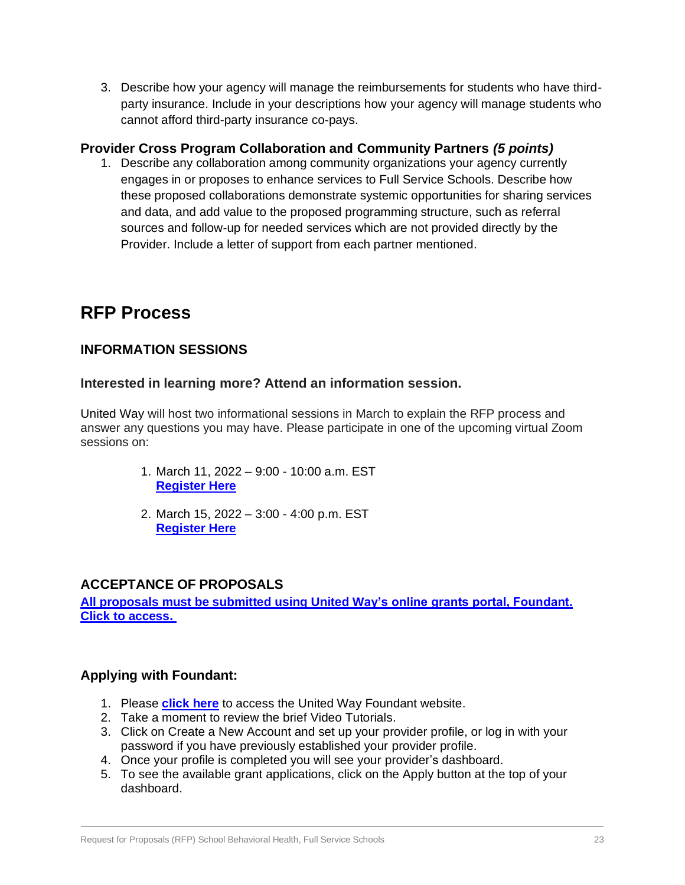3. Describe how your agency will manage the reimbursements for students who have third-party insurance. Include in your descriptions how your agency will manage students who cannot afford third-party insurance co-pays.

### Provider Cross Program Collaboration and Community Partners *(5 points)*

1. Describe any collaboration among community organizations your agency currently engages in or proposes to enhance services to Full Service Schools. Describe how these proposed collaborations demonstrate systemic opportunities for sharing services and data, and add value to the proposed programming structure, such as referral sources and follow-up for needed services which are not provided directly by the Provider. Include a letter of support from each partner mentioned.

## RFP Process

### INFORMATION SESSIONS

#### Interested in learning more? Attend an information session.

United Way will host two informational sessions in March to explain the RFP process and answer any questions you may have. Please participate in one of the upcoming virtual Zoom sessions on:

1. March 11, 2022 – 9:00 - 10:00 a.m. EST
   **Register Here**

2. March 15, 2022 – 3:00 - 4:00 p.m. EST
   **Register Here**

### ACCEPTANCE OF PROPOSALS

**All proposals must be submitted using United Way's online grants portal, Foundant. Click to access.**

#### Applying with Foundant:

1. Please **click here** to access the United Way Foundant website.
2. Take a moment to review the brief Video Tutorials.
3. Click on Create a New Account and set up your provider profile, or log in with your password if you have previously established your provider profile.
4. Once your profile is completed you will see your provider's dashboard.
5. To see the available grant applications, click on the Apply button at the top of your dashboard.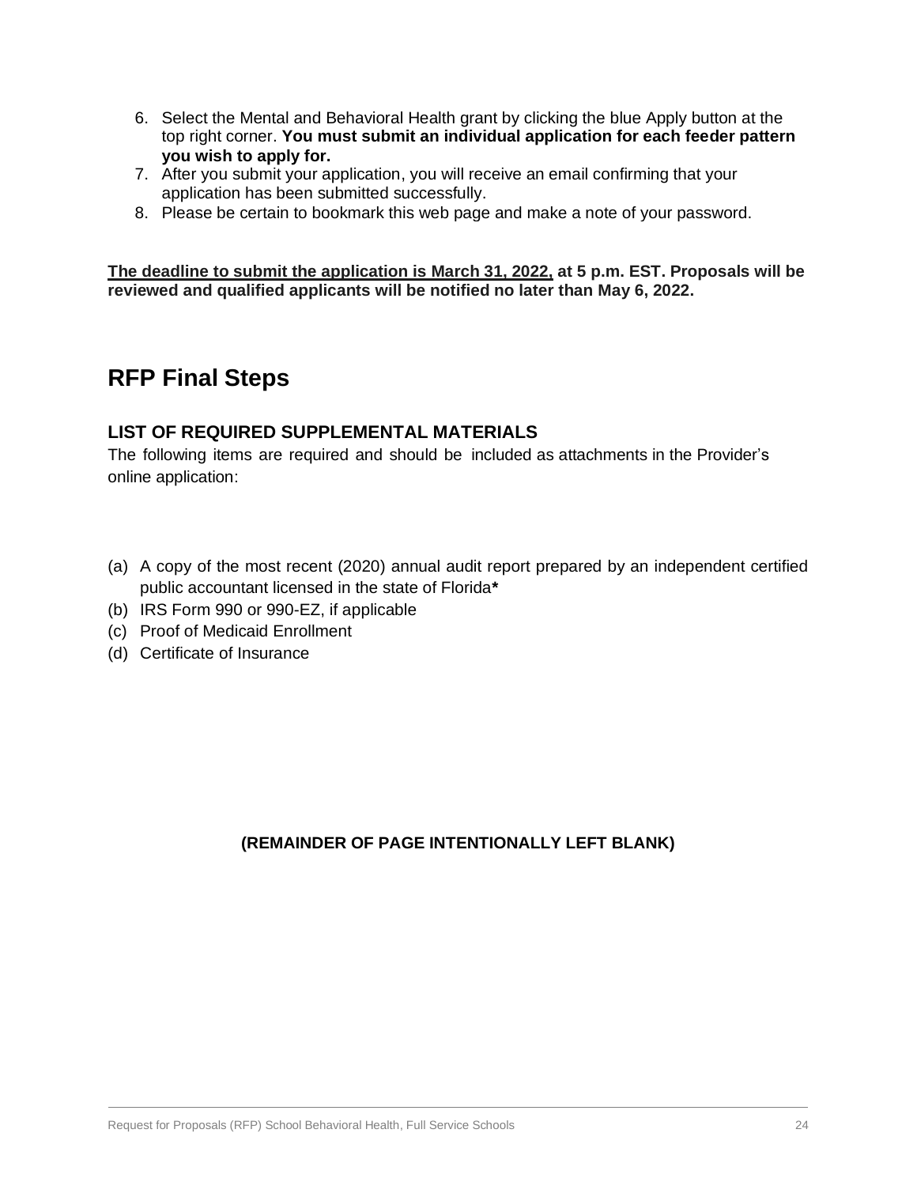6. Select the Mental and Behavioral Health grant by clicking the blue Apply button at the top right corner. **You must submit an individual application for each feeder pattern you wish to apply for.**
7. After you submit your application, you will receive an email confirming that your application has been submitted successfully.
8. Please be certain to bookmark this web page and make a note of your password.

**<u>The deadline to submit the application is March 31, 2022,</u> at 5 p.m. EST. Proposals will be reviewed and qualified applicants will be notified no later than May 6, 2022.**

# RFP Final Steps

## LIST OF REQUIRED SUPPLEMENTAL MATERIALS

The following items are required and should be included as attachments in the Provider's online application:

(a) A copy of the most recent (2020) annual audit report prepared by an independent certified public accountant licensed in the state of Florida**\***
(b) IRS Form 990 or 990-EZ, if applicable
(c) Proof of Medicaid Enrollment
(d) Certificate of Insurance

**(REMAINDER OF PAGE INTENTIONALLY LEFT BLANK)**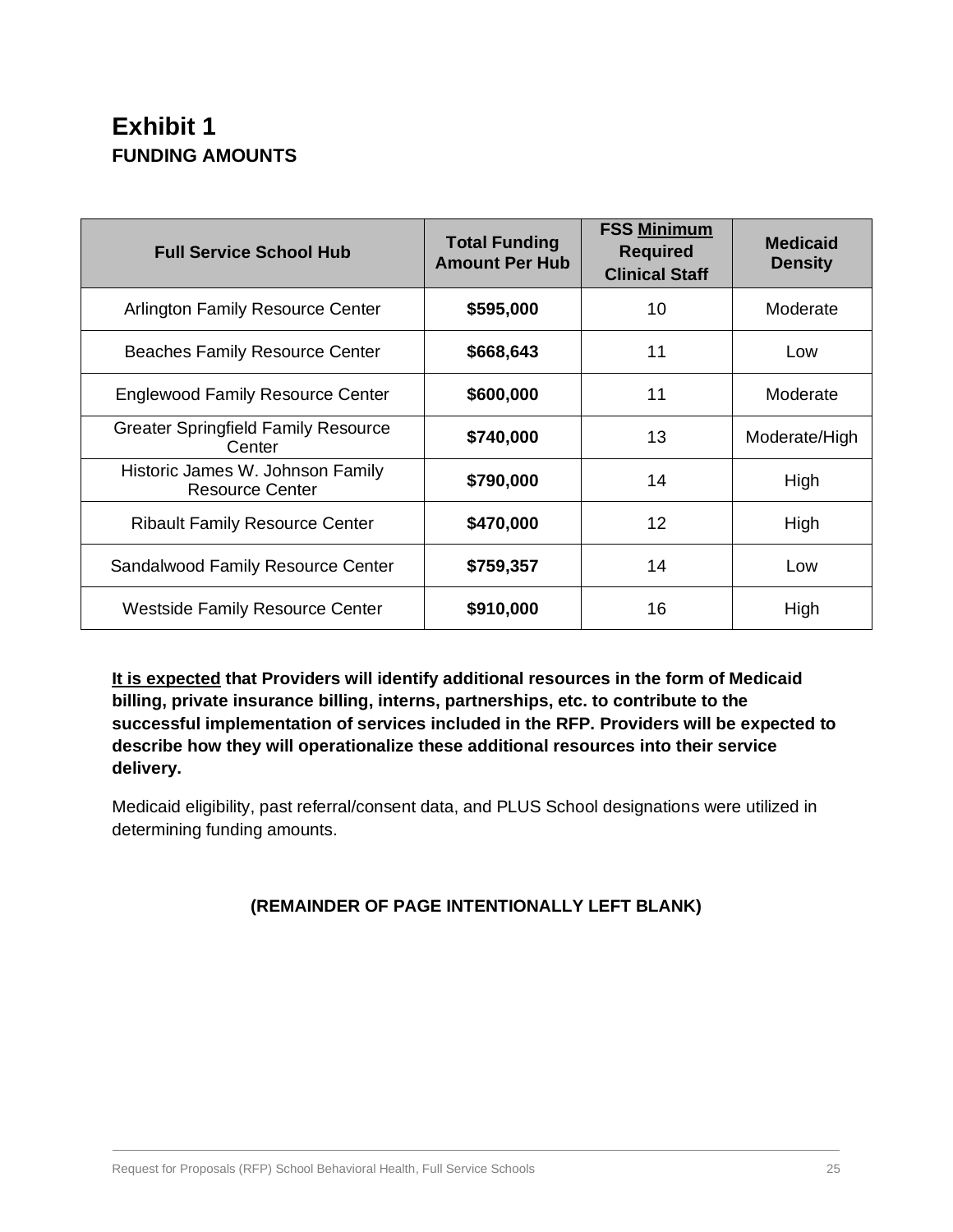# Exhibit 1

## FUNDING AMOUNTS

| Full Service School Hub | Total Funding Amount Per Hub | FSS Minimum Required Clinical Staff | Medicaid Density |
|---|---|---|---|
| Arlington Family Resource Center | **$595,000** | 10 | Moderate |
| Beaches Family Resource Center | **$668,643** | 11 | Low |
| Englewood Family Resource Center | **$600,000** | 11 | Moderate |
| Greater Springfield Family Resource Center | **$740,000** | 13 | Moderate/High |
| Historic James W. Johnson Family Resource Center | **$790,000** | 14 | High |
| Ribault Family Resource Center | **$470,000** | 12 | High |
| Sandalwood Family Resource Center | **$759,357** | 14 | Low |
| Westside Family Resource Center | **$910,000** | 16 | High |

**It is expected that Providers will identify additional resources in the form of Medicaid billing, private insurance billing, interns, partnerships, etc. to contribute to the successful implementation of services included in the RFP. Providers will be expected to describe how they will operationalize these additional resources into their service delivery.**

Medicaid eligibility, past referral/consent data, and PLUS School designations were utilized in determining funding amounts.

**(REMAINDER OF PAGE INTENTIONALLY LEFT BLANK)**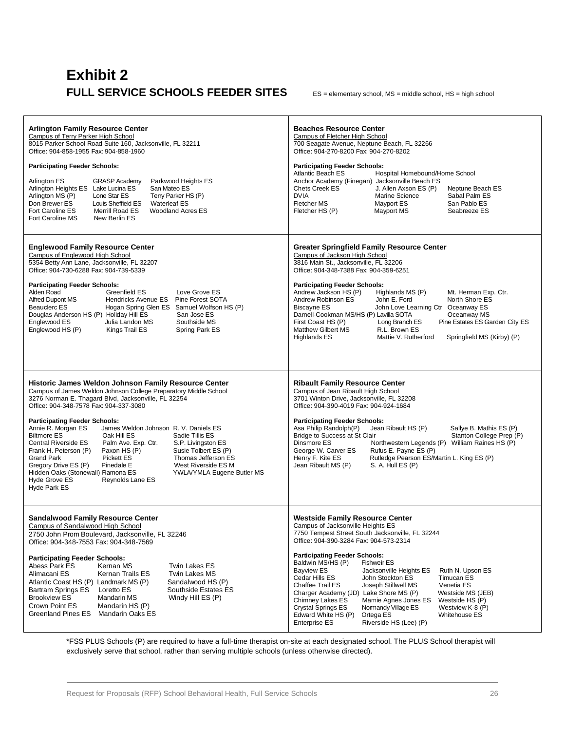# Exhibit 2

## FULL SERVICE SCHOOLS FEEDER SITES

ES = elementary school, MS = middle school, HS = high school

### Arlington Family Resource Center

Campus of Terry Parker High School
8015 Parker School Road Suite 160, Jacksonville, FL 32211
Office: 904-858-1955 Fax: 904-858-1960

**Participating Feeder Schools:**

Arlington ES, GRASP Academy, Parkwood Heights ES, Arlington Heights ES, Lake Lucina ES, San Mateo ES, Arlington MS (P), Lone Star ES, Terry Parker HS (P), Don Brewer ES, Louis Sheffield ES, Waterleaf ES, Fort Caroline ES, Merrill Road ES, Woodland Acres ES, Fort Caroline MS, New Berlin ES

### Beaches Resource Center

Campus of Fletcher High School
700 Seagate Avenue, Neptune Beach, FL 32266
Office: 904-270-8200 Fax: 904-270-8202

**Participating Feeder Schools:**

Atlantic Beach ES, Hospital Homebound/Home School, Anchor Academy (Finegan), Jacksonville Beach ES, Chets Creek ES, J. Allen Axson ES (P), Neptune Beach ES, DVIA, Marine Science, Sabal Palm ES, Fletcher MS, Mayport ES, San Pablo ES, Fletcher HS (P), Mayport MS, Seabreeze ES

### Englewood Family Resource Center

Campus of Englewood High School
5354 Betty Ann Lane, Jacksonville, FL 32207
Office: 904-730-6288 Fax: 904-739-5339

**Participating Feeder Schools:**

Alden Road, Greenfield ES, Love Grove ES, Alfred Dupont MS, Hendricks Avenue ES, Pine Forest SOTA, Beauclerc ES, Hogan Spring Glen ES, Samuel Wolfson HS (P), Douglas Anderson HS (P), Holiday Hill ES, San Jose ES, Englewood ES, Julia Landon MS, Southside MS, Englewood HS (P), Kings Trail ES, Spring Park ES

### Greater Springfield Family Resource Center

Campus of Jackson High School
3816 Main St., Jacksonville, FL 32206
Office: 904-348-7388 Fax: 904-359-6251

**Participating Feeder Schools:**

Andrew Jackson HS (P), Highlands MS (P), Mt. Herman Exp. Ctr., Andrew Robinson ES, John E. Ford, North Shore ES, Biscayne ES, John Love Learning Ctr, Oceanway ES, Darnell-Cookman MS/HS (P), Lavilla SOTA, Oceanway MS, First Coast HS (P), Long Branch ES, Pine Estates ES Garden City ES, Matthew Gilbert MS, R.L. Brown ES, Highlands ES, Mattie V. Rutherford, Springfield MS (Kirby) (P)

### Historic James Weldon Johnson Family Resource Center

Campus of James Weldon Johnson College Preparatory Middle School
3276 Norman E. Thagard Blvd, Jacksonville, FL 32254
Office: 904-348-7578 Fax: 904-337-3080

**Participating Feeder Schools:**

Annie R. Morgan ES, James Weldon Johnson, R. V. Daniels ES, Biltmore ES, Oak Hill ES, Sadie Tillis ES, Central Riverside ES, Palm Ave. Exp. Ctr., S.P. Livingston ES, Frank H. Peterson (P), Paxon HS (P), Susie Tolbert ES (P), Grand Park, Pickett ES, Thomas Jefferson ES, Gregory Drive ES (P), Pinedale E, West Riverside ES M, Hidden Oaks (Stonewall) Ramona ES, YWLA/YMLA Eugene Butler MS, Hyde Grove ES, Reynolds Lane ES, Hyde Park ES

### Ribault Family Resource Center

Campus of Jean Ribault High School
3701 Winton Drive, Jacksonville, FL 32208
Office: 904-390-4019 Fax: 904-924-1684

**Participating Feeder Schools:**

Asa Philip Randolph(P), Jean Ribault HS (P), Sallye B. Mathis ES (P), Bridge to Success at St Clair, Stanton College Prep (P), Dinsmore ES, Northwestern Legends (P), William Raines HS (P), George W. Carver ES, Rufus E. Payne ES (P), Henry F. Kite ES, Rutledge Pearson ES/Martin L. King ES (P), Jean Ribault MS (P), S. A. Hull ES (P)

### Sandalwood Family Resource Center

Campus of Sandalwood High School
2750 John Prom Boulevard, Jacksonville, FL 32246
Office: 904-348-7553 Fax: 904-348-7569

**Participating Feeder Schools:**

Abess Park ES, Kernan MS, Twin Lakes ES, Alimacani ES, Kernan Trails ES, Twin Lakes MS, Atlantic Coast HS (P), Landmark MS (P), Sandalwood HS (P), Bartram Springs ES, Loretto ES, Southside Estates ES, Brookview ES, Mandarin MS, Windy Hill ES (P), Crown Point ES, Mandarin HS (P), Greenland Pines ES, Mandarin Oaks ES

### Westside Family Resource Center

Campus of Jacksonville Heights ES
7750 Tempest Street South Jacksonville, FL 32244
Office: 904-390-3284 Fax: 904-573-2314

**Participating Feeder Schools:**

Baldwin MS/HS (P), Fishweir ES, Bayview ES, Jacksonville Heights ES, Ruth N. Upson ES, Cedar Hills ES, John Stockton ES, Timucan ES, Chaffee Trail ES, Joseph Stillwell MS, Venetia ES, Charger Academy (JD), Lake Shore MS (P), Westside MS (JEB), Chimney Lakes ES, Mamie Agnes Jones ES, Westside HS (P), Crystal Springs ES, Normandy Village ES, Westview K-8 (P), Edward White HS (P), Ortega ES, Whitehouse ES, Enterprise ES, Riverside HS (Lee) (P)

*FSS PLUS Schools (P) are required to have a full-time therapist on-site at each designated school. The PLUS School therapist will exclusively serve that school, rather than serving multiple schools (unless otherwise directed).